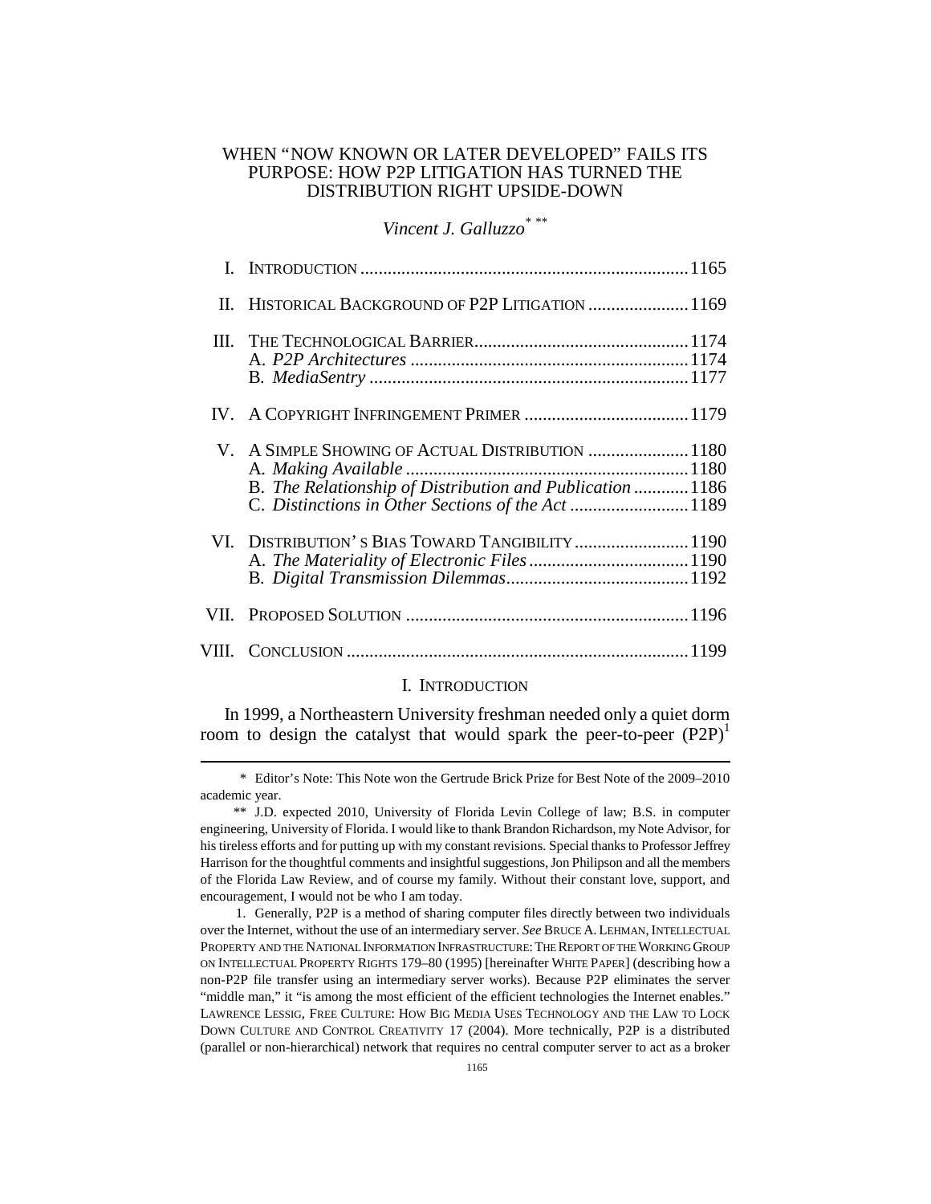# WHEN "NOW KNOWN OR LATER DEVELOPED" FAILS ITS PURPOSE: HOW P2P LITIGATION HAS TURNED THE DISTRIBUTION RIGHT UPSIDE-DOWN

*Vincent J. Galluzzo*[\*] [\*\*]

| | | |
|---|---|---|
| I. | INTRODUCTION | 1165 |
| II. | HISTORICAL BACKGROUND OF P2P LITIGATION | 1169 |
| III. | THE TECHNOLOGICAL BARRIER | 1174 |
| | A. *P2P Architectures* | 1174 |
| | B. *MediaSentry* | 1177 |
| IV. | A COPYRIGHT INFRINGEMENT PRIMER | 1179 |
| V. | A SIMPLE SHOWING OF ACTUAL DISTRIBUTION | 1180 |
| | A. *Making Available* | 1180 |
| | B. *The Relationship of Distribution and Publication* | 1186 |
| | C. *Distinctions in Other Sections of the Act* | 1189 |
| VI. | DISTRIBUTION'S BIAS TOWARD TANGIBILITY | 1190 |
| | A. *The Materiality of Electronic Files* | 1190 |
| | B. *Digital Transmission Dilemmas* | 1192 |
| VII. | PROPOSED SOLUTION | 1196 |
| VIII. | CONCLUSION | 1199 |

## I. INTRODUCTION

In 1999, a Northeastern University freshman needed only a quiet dorm room to design the catalyst that would spark the peer-to-peer (P2P)[1]

---

\* Editor's Note: This Note won the Gertrude Brick Prize for Best Note of the 2009–2010 academic year.

\*\* J.D. expected 2010, University of Florida Levin College of law; B.S. in computer engineering, University of Florida. I would like to thank Brandon Richardson, my Note Advisor, for his tireless efforts and for putting up with my constant revisions. Special thanks to Professor Jeffrey Harrison for the thoughtful comments and insightful suggestions, Jon Philipson and all the members of the Florida Law Review, and of course my family. Without their constant love, support, and encouragement, I would not be who I am today.

1. Generally, P2P is a method of sharing computer files directly between two individuals over the Internet, without the use of an intermediary server. *See* BRUCE A. LEHMAN, INTELLECTUAL PROPERTY AND THE NATIONAL INFORMATION INFRASTRUCTURE: THE REPORT OF THE WORKING GROUP ON INTELLECTUAL PROPERTY RIGHTS 179–80 (1995) [hereinafter WHITE PAPER] (describing how a non-P2P file transfer using an intermediary server works). Because P2P eliminates the server "middle man," it "is among the most efficient of the efficient technologies the Internet enables." LAWRENCE LESSIG, FREE CULTURE: HOW BIG MEDIA USES TECHNOLOGY AND THE LAW TO LOCK DOWN CULTURE AND CONTROL CREATIVITY 17 (2004). More technically, P2P is a distributed (parallel or non-hierarchical) network that requires no central computer server to act as a broker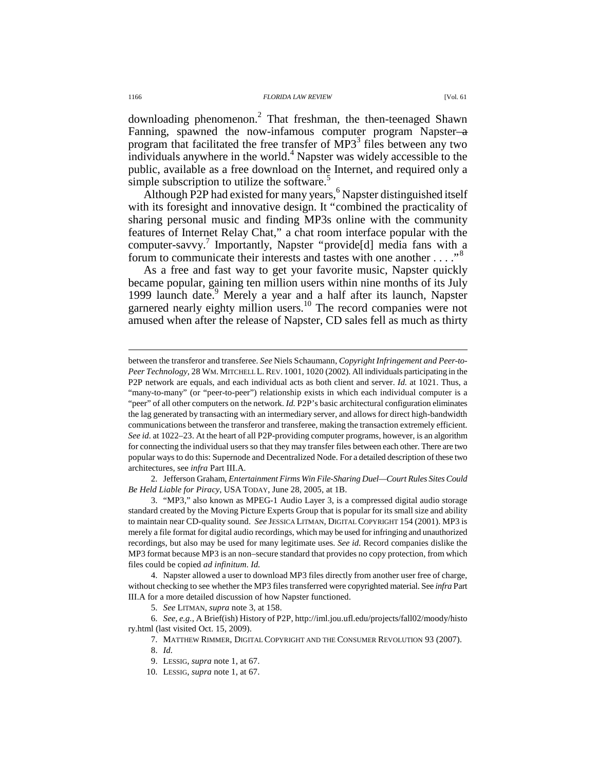downloading phenomenon.[2] That freshman, the then-teenaged Shawn Fanning, spawned the now-infamous computer program Napster—a program that facilitated the free transfer of MP3[3] files between any two individuals anywhere in the world.[4] Napster was widely accessible to the public, available as a free download on the Internet, and required only a simple subscription to utilize the software.[5]

Although P2P had existed for many years,[6] Napster distinguished itself with its foresight and innovative design. It "combined the practicality of sharing personal music and finding MP3s online with the community features of Internet Relay Chat," a chat room interface popular with the computer-savvy.[7] Importantly, Napster "provide[d] media fans with a forum to communicate their interests and tastes with one another . . . ."[8]

As a free and fast way to get your favorite music, Napster quickly became popular, gaining ten million users within nine months of its July 1999 launch date.[9] Merely a year and a half after its launch, Napster garnered nearly eighty million users.[10] The record companies were not amused when after the release of Napster, CD sales fell as much as thirty

---

between the transferor and transferee. *See* Niels Schaumann, *Copyright Infringement and Peer-to-Peer Technology*, 28 WM. MITCHELL L. REV. 1001, 1020 (2002). All individuals participating in the P2P network are equals, and each individual acts as both client and server. *Id.* at 1021. Thus, a "many-to-many" (or "peer-to-peer") relationship exists in which each individual computer is a "peer" of all other computers on the network. *Id.* P2P's basic architectural configuration eliminates the lag generated by transacting with an intermediary server, and allows for direct high-bandwidth communications between the transferor and transferee, making the transaction extremely efficient. *See id.* at 1022–23. At the heart of all P2P-providing computer programs, however, is an algorithm for connecting the individual users so that they may transfer files between each other. There are two popular ways to do this: Supernode and Decentralized Node. For a detailed description of these two architectures, see *infra* Part III.A.

2. Jefferson Graham, *Entertainment Firms Win File-Sharing Duel—Court Rules Sites Could Be Held Liable for Piracy*, USA TODAY, June 28, 2005, at 1B.

3. "MP3," also known as MPEG-1 Audio Layer 3, is a compressed digital audio storage standard created by the Moving Picture Experts Group that is popular for its small size and ability to maintain near CD-quality sound. *See* JESSICA LITMAN, DIGITAL COPYRIGHT 154 (2001). MP3 is merely a file format for digital audio recordings, which may be used for infringing and unauthorized recordings, but also may be used for many legitimate uses. *See id.* Record companies dislike the MP3 format because MP3 is an non–secure standard that provides no copy protection, from which files could be copied *ad infinitum*. *Id.*

4. Napster allowed a user to download MP3 files directly from another user free of charge, without checking to see whether the MP3 files transferred were copyrighted material. See *infra* Part III.A for a more detailed discussion of how Napster functioned.

5. *See* LITMAN, *supra* note 3, at 158.

6. *See, e.g.*, A Brief(ish) History of P2P, http://iml.jou.ufl.edu/projects/fall02/moody/history.html (last visited Oct. 15, 2009).

7. MATTHEW RIMMER, DIGITAL COPYRIGHT AND THE CONSUMER REVOLUTION 93 (2007).

8. *Id.*

9. LESSIG, *supra* note 1, at 67.

10. LESSIG, *supra* note 1, at 67.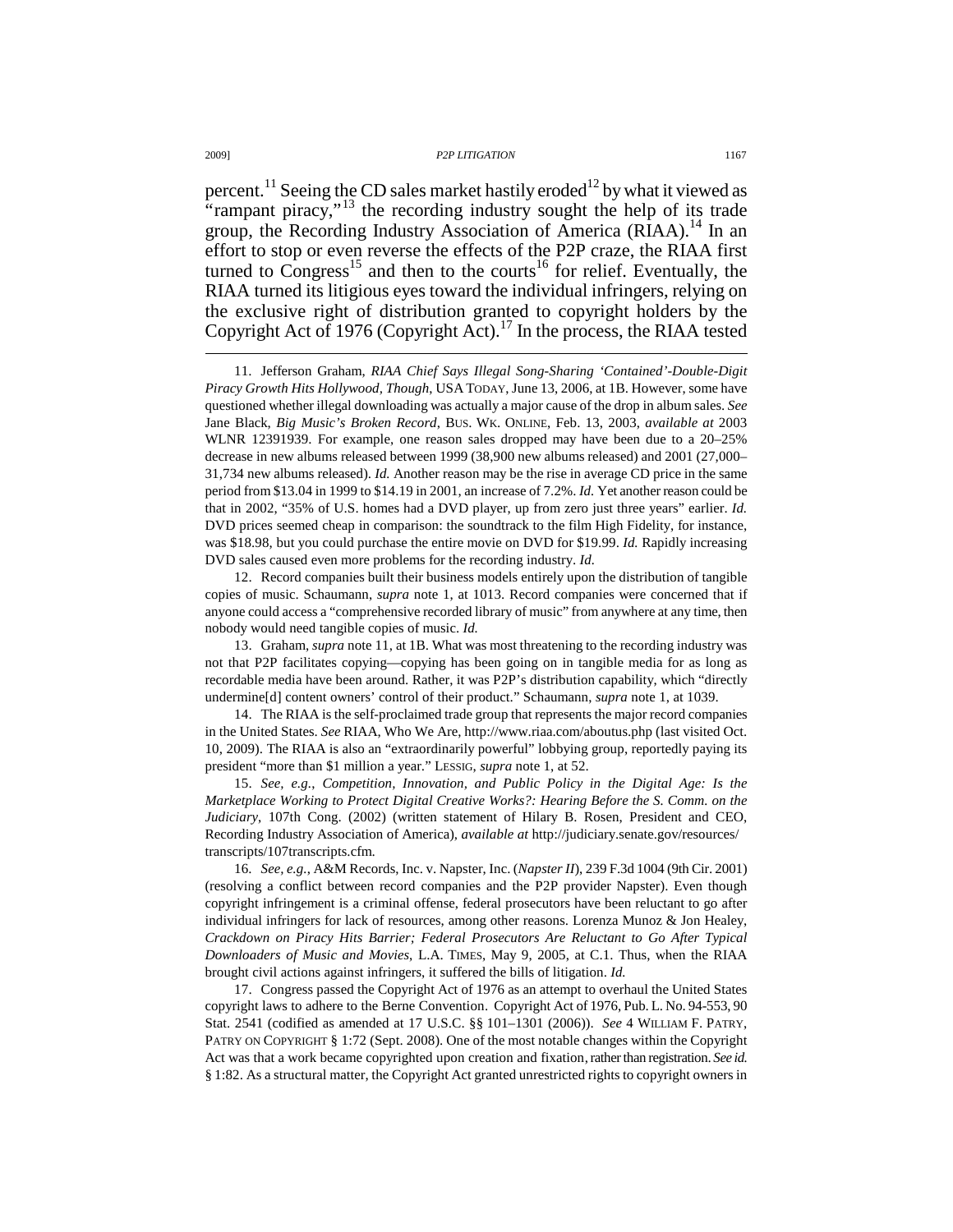percent.[11] Seeing the CD sales market hastily eroded[12] by what it viewed as "rampant piracy,"[13] the recording industry sought the help of its trade group, the Recording Industry Association of America (RIAA).[14] In an effort to stop or even reverse the effects of the P2P craze, the RIAA first turned to Congress[15] and then to the courts[16] for relief. Eventually, the RIAA turned its litigious eyes toward the individual infringers, relying on the exclusive right of distribution granted to copyright holders by the Copyright Act of 1976 (Copyright Act).[17] In the process, the RIAA tested

---

11. Jefferson Graham, *RIAA Chief Says Illegal Song-Sharing 'Contained'-Double-Digit Piracy Growth Hits Hollywood, Though*, USA TODAY, June 13, 2006, at 1B. However, some have questioned whether illegal downloading was actually a major cause of the drop in album sales. *See* Jane Black, *Big Music's Broken Record*, BUS. WK. ONLINE, Feb. 13, 2003, *available at* 2003 WLNR 12391939. For example, one reason sales dropped may have been due to a 20–25% decrease in new albums released between 1999 (38,900 new albums released) and 2001 (27,000–31,734 new albums released). *Id.* Another reason may be the rise in average CD price in the same period from $13.04 in 1999 to $14.19 in 2001, an increase of 7.2%. *Id.* Yet another reason could be that in 2002, "35% of U.S. homes had a DVD player, up from zero just three years" earlier. *Id.* DVD prices seemed cheap in comparison: the soundtrack to the film High Fidelity, for instance, was $18.98, but you could purchase the entire movie on DVD for $19.99. *Id.* Rapidly increasing DVD sales caused even more problems for the recording industry. *Id.*

12. Record companies built their business models entirely upon the distribution of tangible copies of music. Schaumann, *supra* note 1, at 1013. Record companies were concerned that if anyone could access a "comprehensive recorded library of music" from anywhere at any time, then nobody would need tangible copies of music. *Id.*

13. Graham, *supra* note 11, at 1B. What was most threatening to the recording industry was not that P2P facilitates copying—copying has been going on in tangible media for as long as recordable media have been around. Rather, it was P2P's distribution capability, which "directly undermine[d] content owners' control of their product." Schaumann, *supra* note 1, at 1039.

14. The RIAA is the self-proclaimed trade group that represents the major record companies in the United States. *See* RIAA, Who We Are, http://www.riaa.com/aboutus.php (last visited Oct. 10, 2009). The RIAA is also an "extraordinarily powerful" lobbying group, reportedly paying its president "more than $1 million a year." LESSIG, *supra* note 1, at 52.

15. *See, e.g.*, *Competition, Innovation, and Public Policy in the Digital Age: Is the Marketplace Working to Protect Digital Creative Works?: Hearing Before the S. Comm. on the Judiciary*, 107th Cong. (2002) (written statement of Hilary B. Rosen, President and CEO, Recording Industry Association of America), *available at* http://judiciary.senate.gov/resources/transcripts/107transcripts.cfm.

16. *See, e.g.*, A&M Records, Inc. v. Napster, Inc. (*Napster II*), 239 F.3d 1004 (9th Cir. 2001) (resolving a conflict between record companies and the P2P provider Napster). Even though copyright infringement is a criminal offense, federal prosecutors have been reluctant to go after individual infringers for lack of resources, among other reasons. Lorenza Munoz & Jon Healey, *Crackdown on Piracy Hits Barrier; Federal Prosecutors Are Reluctant to Go After Typical Downloaders of Music and Movies*, L.A. TIMES, May 9, 2005, at C.1. Thus, when the RIAA brought civil actions against infringers, it suffered the bills of litigation. *Id.*

17. Congress passed the Copyright Act of 1976 as an attempt to overhaul the United States copyright laws to adhere to the Berne Convention. Copyright Act of 1976, Pub. L. No. 94-553, 90 Stat. 2541 (codified as amended at 17 U.S.C. §§ 101–1301 (2006)). *See* 4 WILLIAM F. PATRY, PATRY ON COPYRIGHT § 1:72 (Sept. 2008). One of the most notable changes within the Copyright Act was that a work became copyrighted upon creation and fixation, rather than registration. *See id.* § 1:82. As a structural matter, the Copyright Act granted unrestricted rights to copyright owners in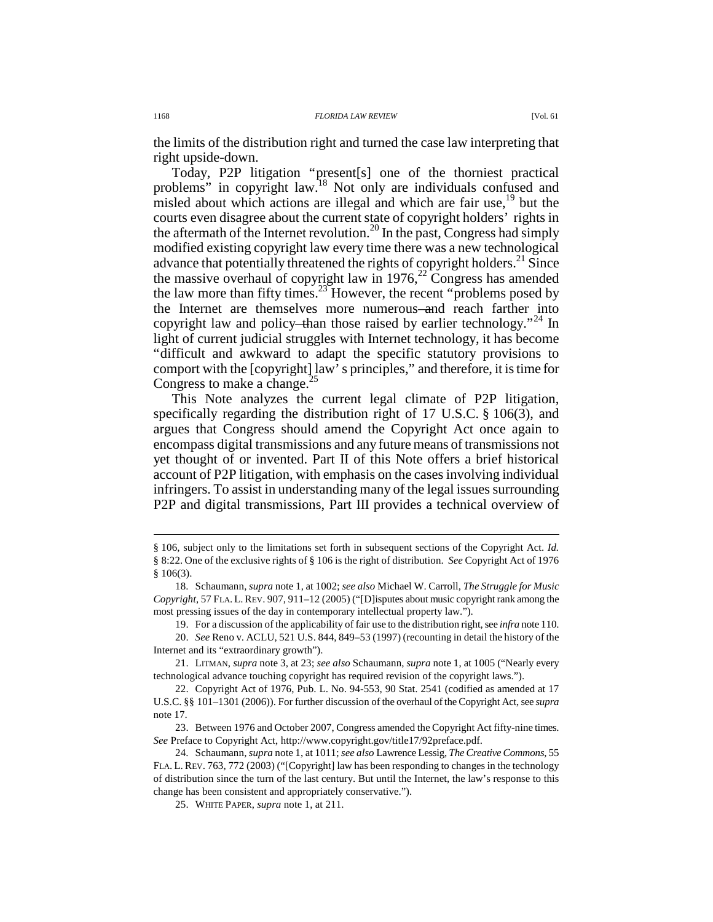the limits of the distribution right and turned the case law interpreting that right upside-down.

Today, P2P litigation "present[s] one of the thorniest practical problems" in copyright law.[18] Not only are individuals confused and misled about which actions are illegal and which are fair use,[19] but the courts even disagree about the current state of copyright holders' rights in the aftermath of the Internet revolution.[20] In the past, Congress had simply modified existing copyright law every time there was a new technological advance that potentially threatened the rights of copyright holders.[21] Since the massive overhaul of copyright law in 1976,[22] Congress has amended the law more than fifty times.[23] However, the recent "problems posed by the Internet are themselves more numerous—and reach farther into copyright law and policy—than those raised by earlier technology."[24] In light of current judicial struggles with Internet technology, it has become "difficult and awkward to adapt the specific statutory provisions to comport with the [copyright] law's principles," and therefore, it is time for Congress to make a change.[25]

This Note analyzes the current legal climate of P2P litigation, specifically regarding the distribution right of 17 U.S.C. § 106(3), and argues that Congress should amend the Copyright Act once again to encompass digital transmissions and any future means of transmissions not yet thought of or invented. Part II of this Note offers a brief historical account of P2P litigation, with emphasis on the cases involving individual infringers. To assist in understanding many of the legal issues surrounding P2P and digital transmissions, Part III provides a technical overview of

---

§ 106, subject only to the limitations set forth in subsequent sections of the Copyright Act. *Id.* § 8:22. One of the exclusive rights of § 106 is the right of distribution. *See* Copyright Act of 1976 § 106(3).

18. Schaumann, *supra* note 1, at 1002; *see also* Michael W. Carroll, *The Struggle for Music Copyright*, 57 FLA. L. REV. 907, 911–12 (2005) ("[D]isputes about music copyright rank among the most pressing issues of the day in contemporary intellectual property law.").

19. For a discussion of the applicability of fair use to the distribution right, see *infra* note 110.

20. *See* Reno v. ACLU, 521 U.S. 844, 849–53 (1997) (recounting in detail the history of the Internet and its "extraordinary growth").

21. LITMAN, *supra* note 3, at 23; *see also* Schaumann, *supra* note 1, at 1005 ("Nearly every technological advance touching copyright has required revision of the copyright laws.").

22. Copyright Act of 1976, Pub. L. No. 94-553, 90 Stat. 2541 (codified as amended at 17 U.S.C. §§ 101–1301 (2006)). For further discussion of the overhaul of the Copyright Act, see *supra* note 17.

23. Between 1976 and October 2007, Congress amended the Copyright Act fifty-nine times. *See* Preface to Copyright Act, http://www.copyright.gov/title17/92preface.pdf.

24. Schaumann, *supra* note 1, at 1011; *see also* Lawrence Lessig, *The Creative Commons*, 55 FLA. L. REV. 763, 772 (2003) ("[Copyright] law has been responding to changes in the technology of distribution since the turn of the last century. But until the Internet, the law's response to this change has been consistent and appropriately conservative.").

25. WHITE PAPER, *supra* note 1, at 211.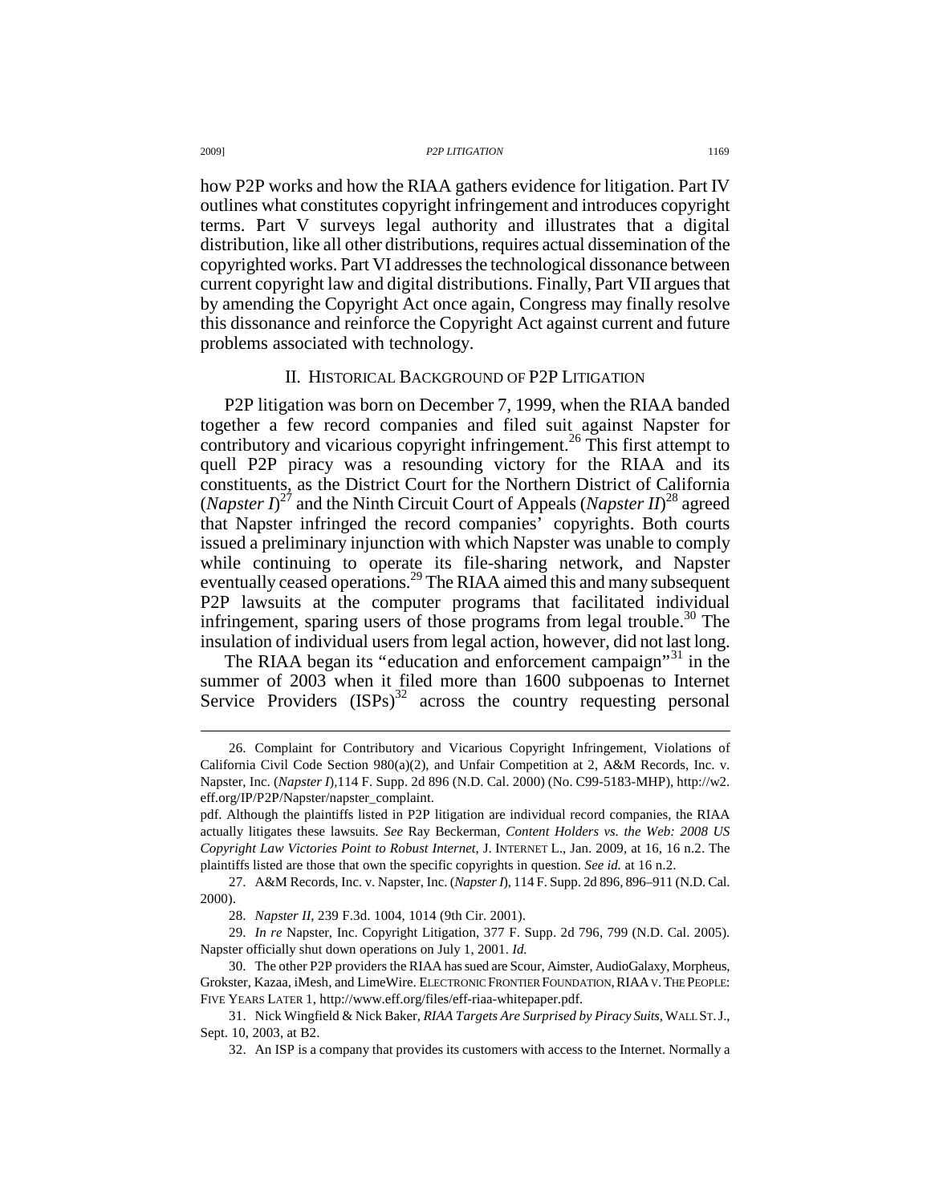how P2P works and how the RIAA gathers evidence for litigation. Part IV outlines what constitutes copyright infringement and introduces copyright terms. Part V surveys legal authority and illustrates that a digital distribution, like all other distributions, requires actual dissemination of the copyrighted works. Part VI addresses the technological dissonance between current copyright law and digital distributions. Finally, Part VII argues that by amending the Copyright Act once again, Congress may finally resolve this dissonance and reinforce the Copyright Act against current and future problems associated with technology.

## II. HISTORICAL BACKGROUND OF P2P LITIGATION

P2P litigation was born on December 7, 1999, when the RIAA banded together a few record companies and filed suit against Napster for contributory and vicarious copyright infringement.[26] This first attempt to quell P2P piracy was a resounding victory for the RIAA and its constituents, as the District Court for the Northern District of California (*Napster I*)[27] and the Ninth Circuit Court of Appeals (*Napster II*)[28] agreed that Napster infringed the record companies' copyrights. Both courts issued a preliminary injunction with which Napster was unable to comply while continuing to operate its file-sharing network, and Napster eventually ceased operations.[29] The RIAA aimed this and many subsequent P2P lawsuits at the computer programs that facilitated individual infringement, sparing users of those programs from legal trouble.[30] The insulation of individual users from legal action, however, did not last long.

The RIAA began its "education and enforcement campaign"[31] in the summer of 2003 when it filed more than 1600 subpoenas to Internet Service Providers (ISPs)[32] across the country requesting personal

---

26. Complaint for Contributory and Vicarious Copyright Infringement, Violations of California Civil Code Section 980(a)(2), and Unfair Competition at 2, A&M Records, Inc. v. Napster, Inc. (*Napster I*),114 F. Supp. 2d 896 (N.D. Cal. 2000) (No. C99-5183-MHP), http://w2.eff.org/IP/P2P/Napster/napster_complaint.pdf. Although the plaintiffs listed in P2P litigation are individual record companies, the RIAA actually litigates these lawsuits. *See* Ray Beckerman, *Content Holders vs. the Web: 2008 US Copyright Law Victories Point to Robust Internet*, J. INTERNET L., Jan. 2009, at 16, 16 n.2. The plaintiffs listed are those that own the specific copyrights in question. *See id.* at 16 n.2.

27. A&M Records, Inc. v. Napster, Inc. (*Napster I*), 114 F. Supp. 2d 896, 896–911 (N.D. Cal. 2000).

28. *Napster II*, 239 F.3d. 1004, 1014 (9th Cir. 2001).

29. *In re* Napster, Inc. Copyright Litigation, 377 F. Supp. 2d 796, 799 (N.D. Cal. 2005). Napster officially shut down operations on July 1, 2001. *Id.*

30. The other P2P providers the RIAA has sued are Scour, Aimster, AudioGalaxy, Morpheus, Grokster, Kazaa, iMesh, and LimeWire. ELECTRONIC FRONTIER FOUNDATION, RIAA V. THE PEOPLE: FIVE YEARS LATER 1, http://www.eff.org/files/eff-riaa-whitepaper.pdf.

31. Nick Wingfield & Nick Baker, *RIAA Targets Are Surprised by Piracy Suits*, WALL ST. J., Sept. 10, 2003, at B2.

32. An ISP is a company that provides its customers with access to the Internet. Normally a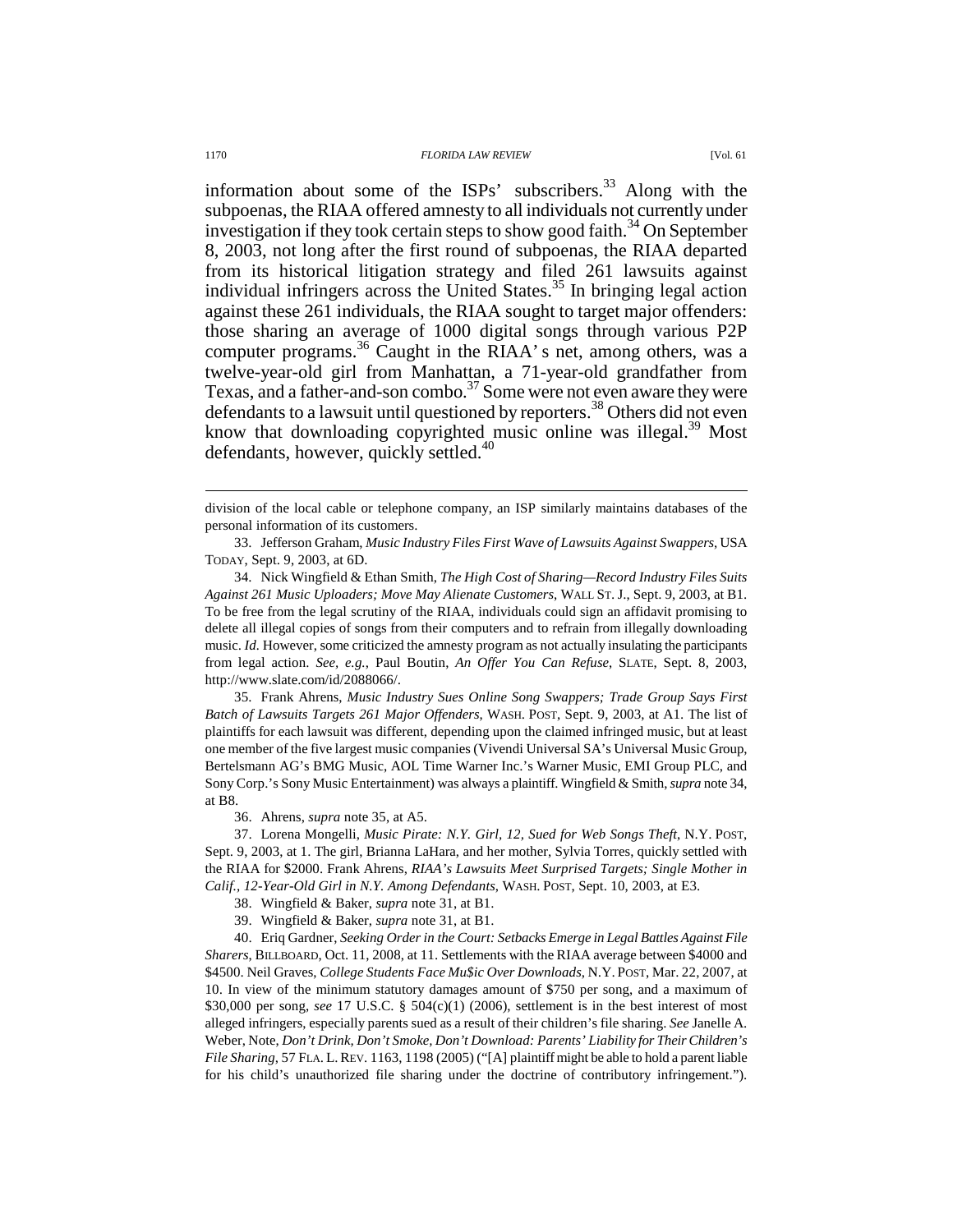information about some of the ISPs' subscribers.[33] Along with the subpoenas, the RIAA offered amnesty to all individuals not currently under investigation if they took certain steps to show good faith.[34] On September 8, 2003, not long after the first round of subpoenas, the RIAA departed from its historical litigation strategy and filed 261 lawsuits against individual infringers across the United States.[35] In bringing legal action against these 261 individuals, the RIAA sought to target major offenders: those sharing an average of 1000 digital songs through various P2P computer programs.[36] Caught in the RIAA's net, among others, was a twelve-year-old girl from Manhattan, a 71-year-old grandfather from Texas, and a father-and-son combo.[37] Some were not even aware they were defendants to a lawsuit until questioned by reporters.[38] Others did not even know that downloading copyrighted music online was illegal.[39] Most defendants, however, quickly settled.[40]

---

division of the local cable or telephone company, an ISP similarly maintains databases of the personal information of its customers.

33. Jefferson Graham, *Music Industry Files First Wave of Lawsuits Against Swappers*, USA TODAY, Sept. 9, 2003, at 6D.

34. Nick Wingfield & Ethan Smith, *The High Cost of Sharing—Record Industry Files Suits Against 261 Music Uploaders; Move May Alienate Customers*, WALL ST. J., Sept. 9, 2003, at B1. To be free from the legal scrutiny of the RIAA, individuals could sign an affidavit promising to delete all illegal copies of songs from their computers and to refrain from illegally downloading music. *Id.* However, some criticized the amnesty program as not actually insulating the participants from legal action. *See, e.g.*, Paul Boutin, *An Offer You Can Refuse*, SLATE, Sept. 8, 2003, http://www.slate.com/id/2088066/.

35. Frank Ahrens, *Music Industry Sues Online Song Swappers; Trade Group Says First Batch of Lawsuits Targets 261 Major Offenders*, WASH. POST, Sept. 9, 2003, at A1. The list of plaintiffs for each lawsuit was different, depending upon the claimed infringed music, but at least one member of the five largest music companies (Vivendi Universal SA's Universal Music Group, Bertelsmann AG's BMG Music, AOL Time Warner Inc.'s Warner Music, EMI Group PLC, and Sony Corp.'s Sony Music Entertainment) was always a plaintiff. Wingfield & Smith, *supra* note 34, at B8.

36. Ahrens, *supra* note 35, at A5.

37. Lorena Mongelli, *Music Pirate: N.Y. Girl, 12, Sued for Web Songs Theft*, N.Y. POST, Sept. 9, 2003, at 1. The girl, Brianna LaHara, and her mother, Sylvia Torres, quickly settled with the RIAA for $2000. Frank Ahrens, *RIAA's Lawsuits Meet Surprised Targets; Single Mother in Calif., 12-Year-Old Girl in N.Y. Among Defendants*, WASH. POST, Sept. 10, 2003, at E3.

38. Wingfield & Baker, *supra* note 31, at B1.

39. Wingfield & Baker, *supra* note 31, at B1.

40. Eriq Gardner, *Seeking Order in the Court: Setbacks Emerge in Legal Battles Against File Sharers*, BILLBOARD, Oct. 11, 2008, at 11. Settlements with the RIAA average between $4000 and $4500. Neil Graves, *College Students Face Mu$ic Over Downloads*, N.Y. POST, Mar. 22, 2007, at 10. In view of the minimum statutory damages amount of $750 per song, and a maximum of $30,000 per song, *see* 17 U.S.C. § 504(c)(1) (2006), settlement is in the best interest of most alleged infringers, especially parents sued as a result of their children's file sharing. *See* Janelle A. Weber, Note, *Don't Drink, Don't Smoke, Don't Download: Parents' Liability for Their Children's File Sharing*, 57 FLA. L. REV. 1163, 1198 (2005) ("[A] plaintiff might be able to hold a parent liable for his child's unauthorized file sharing under the doctrine of contributory infringement.").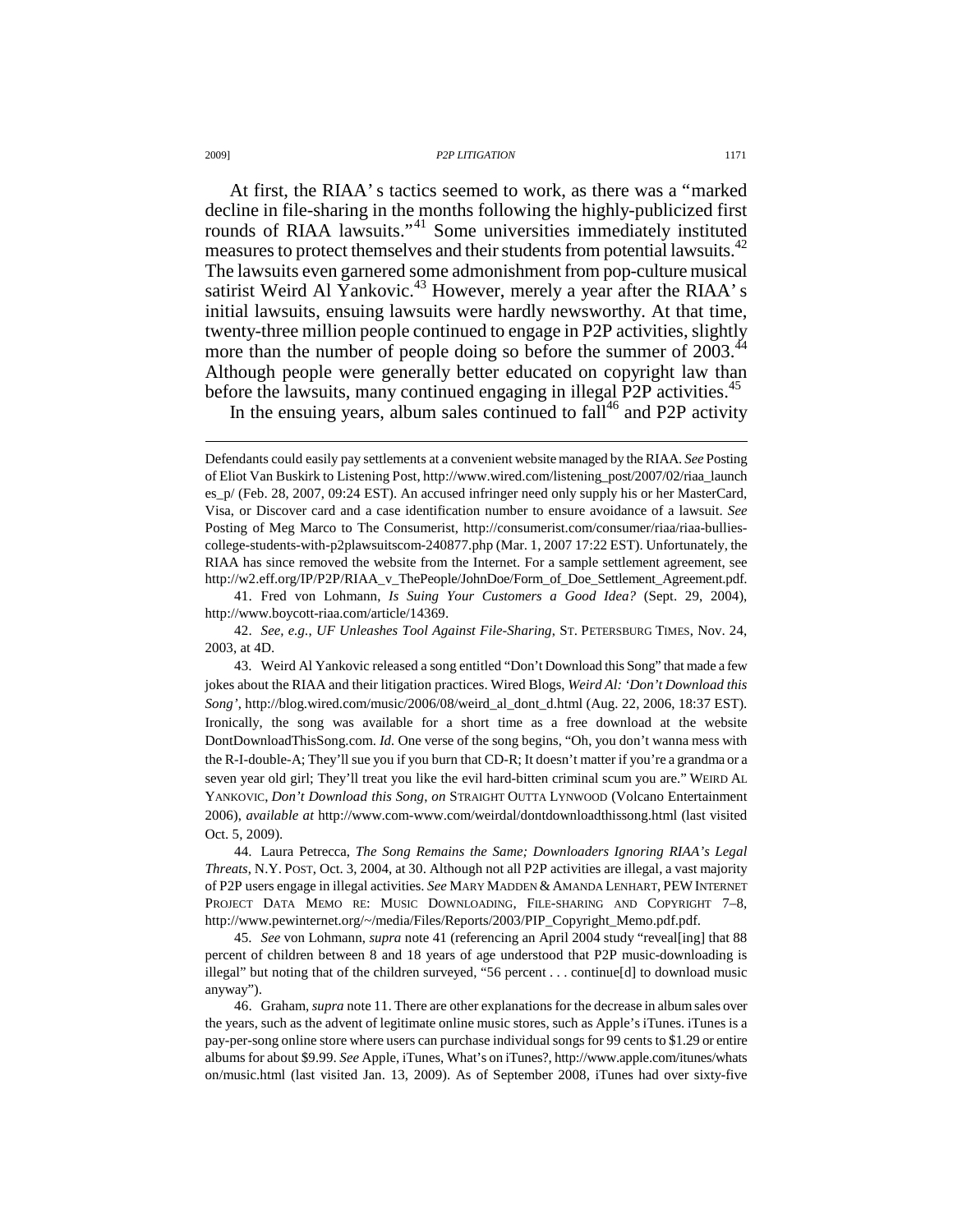At first, the RIAA's tactics seemed to work, as there was a "marked decline in file-sharing in the months following the highly-publicized first rounds of RIAA lawsuits."[41] Some universities immediately instituted measures to protect themselves and their students from potential lawsuits.[42] The lawsuits even garnered some admonishment from pop-culture musical satirist Weird Al Yankovic.[43] However, merely a year after the RIAA's initial lawsuits, ensuing lawsuits were hardly newsworthy. At that time, twenty-three million people continued to engage in P2P activities, slightly more than the number of people doing so before the summer of 2003.[44] Although people were generally better educated on copyright law than before the lawsuits, many continued engaging in illegal P2P activities.[45]

In the ensuing years, album sales continued to fall[46] and P2P activity

---

Defendants could easily pay settlements at a convenient website managed by the RIAA. *See* Posting of Eliot Van Buskirk to Listening Post, http://www.wired.com/listening_post/2007/02/riaa_launches_p/ (Feb. 28, 2007, 09:24 EST). An accused infringer need only supply his or her MasterCard, Visa, or Discover card and a case identification number to ensure avoidance of a lawsuit. *See* Posting of Meg Marco to The Consumerist, http://consumerist.com/consumer/riaa/riaa-bullies-college-students-with-p2plawsuitscom-240877.php (Mar. 1, 2007 17:22 EST). Unfortunately, the RIAA has since removed the website from the Internet. For a sample settlement agreement, see http://w2.eff.org/IP/P2P/RIAA_v_ThePeople/JohnDoe/Form_of_Doe_Settlement_Agreement.pdf.

41. Fred von Lohmann, *Is Suing Your Customers a Good Idea?* (Sept. 29, 2004), http://www.boycott-riaa.com/article/14369.

42. *See, e.g.*, *UF Unleashes Tool Against File-Sharing*, ST. PETERSBURG TIMES, Nov. 24, 2003, at 4D.

43. Weird Al Yankovic released a song entitled "Don't Download this Song" that made a few jokes about the RIAA and their litigation practices. Wired Blogs, *Weird Al: 'Don't Download this Song'*, http://blog.wired.com/music/2006/08/weird_al_dont_d.html (Aug. 22, 2006, 18:37 EST). Ironically, the song was available for a short time as a free download at the website DontDownloadThisSong.com. *Id.* One verse of the song begins, "Oh, you don't wanna mess with the R-I-double-A; They'll sue you if you burn that CD-R; It doesn't matter if you're a grandma or a seven year old girl; They'll treat you like the evil hard-bitten criminal scum you are." WEIRD AL YANKOVIC, *Don't Download this Song*, *on* STRAIGHT OUTTA LYNWOOD (Volcano Entertainment 2006), *available at* http://www.com-www.com/weirdal/dontdownloadthissong.html (last visited Oct. 5, 2009).

44. Laura Petrecca, *The Song Remains the Same; Downloaders Ignoring RIAA's Legal Threats*, N.Y. POST, Oct. 3, 2004, at 30. Although not all P2P activities are illegal, a vast majority of P2P users engage in illegal activities. *See* MARY MADDEN & AMANDA LENHART, PEW INTERNET PROJECT DATA MEMO RE: MUSIC DOWNLOADING, FILE-SHARING AND COPYRIGHT 7–8, http://www.pewinternet.org/~/media/Files/Reports/2003/PIP_Copyright_Memo.pdf.pdf.

45. *See* von Lohmann, *supra* note 41 (referencing an April 2004 study "reveal[ing] that 88 percent of children between 8 and 18 years of age understood that P2P music-downloading is illegal" but noting that of the children surveyed, "56 percent . . . continue[d] to download music anyway").

46. Graham, *supra* note 11. There are other explanations for the decrease in album sales over the years, such as the advent of legitimate online music stores, such as Apple's iTunes. iTunes is a pay-per-song online store where users can purchase individual songs for 99 cents to $1.29 or entire albums for about $9.99. *See* Apple, iTunes, What's on iTunes?, http://www.apple.com/itunes/whatson/music.html (last visited Jan. 13, 2009). As of September 2008, iTunes had over sixty-five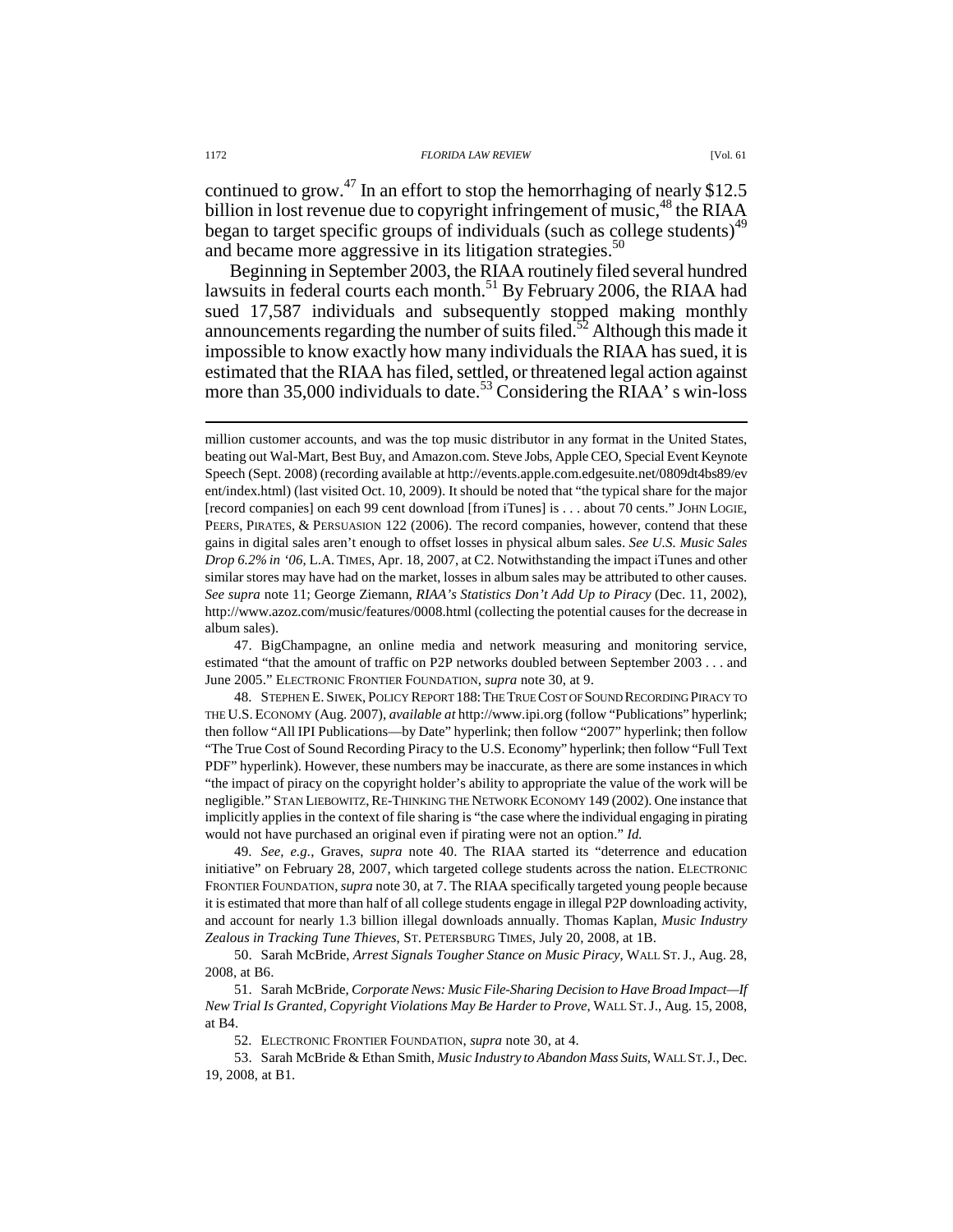continued to grow.[47] In an effort to stop the hemorrhaging of nearly $12.5 billion in lost revenue due to copyright infringement of music,[48] the RIAA began to target specific groups of individuals (such as college students)[49] and became more aggressive in its litigation strategies.[50]

Beginning in September 2003, the RIAA routinely filed several hundred lawsuits in federal courts each month.[51] By February 2006, the RIAA had sued 17,587 individuals and subsequently stopped making monthly announcements regarding the number of suits filed.[52] Although this made it impossible to know exactly how many individuals the RIAA has sued, it is estimated that the RIAA has filed, settled, or threatened legal action against more than 35,000 individuals to date.[53] Considering the RIAA's win-loss

---

million customer accounts, and was the top music distributor in any format in the United States, beating out Wal-Mart, Best Buy, and Amazon.com. Steve Jobs, Apple CEO, Special Event Keynote Speech (Sept. 2008) (recording available at http://events.apple.com.edgesuite.net/0809dt4bs89/event/index.html) (last visited Oct. 10, 2009). It should be noted that "the typical share for the major [record companies] on each 99 cent download [from iTunes] is . . . about 70 cents." JOHN LOGIE, PEERS, PIRATES, & PERSUASION 122 (2006). The record companies, however, contend that these gains in digital sales aren't enough to offset losses in physical album sales. *See U.S. Music Sales Drop 6.2% in '06*, L.A. TIMES, Apr. 18, 2007, at C2. Notwithstanding the impact iTunes and other similar stores may have had on the market, losses in album sales may be attributed to other causes. *See supra* note 11; George Ziemann, *RIAA's Statistics Don't Add Up to Piracy* (Dec. 11, 2002), http://www.azoz.com/music/features/0008.html (collecting the potential causes for the decrease in album sales).

47. BigChampagne, an online media and network measuring and monitoring service, estimated "that the amount of traffic on P2P networks doubled between September 2003 . . . and June 2005." ELECTRONIC FRONTIER FOUNDATION, *supra* note 30, at 9.

48. STEPHEN E. SIWEK, POLICY REPORT 188: THE TRUE COST OF SOUND RECORDING PIRACY TO THE U.S. ECONOMY (Aug. 2007), *available at* http://www.ipi.org (follow "Publications" hyperlink; then follow "All IPI Publications—by Date" hyperlink; then follow "2007" hyperlink; then follow "The True Cost of Sound Recording Piracy to the U.S. Economy" hyperlink; then follow "Full Text PDF" hyperlink). However, these numbers may be inaccurate, as there are some instances in which "the impact of piracy on the copyright holder's ability to appropriate the value of the work will be negligible." STAN LIEBOWITZ, RE-THINKING THE NETWORK ECONOMY 149 (2002). One instance that implicitly applies in the context of file sharing is "the case where the individual engaging in pirating would not have purchased an original even if pirating were not an option." *Id.*

49. *See, e.g.*, Graves, *supra* note 40. The RIAA started its "deterrence and education initiative" on February 28, 2007, which targeted college students across the nation. ELECTRONIC FRONTIER FOUNDATION, *supra* note 30, at 7. The RIAA specifically targeted young people because it is estimated that more than half of all college students engage in illegal P2P downloading activity, and account for nearly 1.3 billion illegal downloads annually. Thomas Kaplan, *Music Industry Zealous in Tracking Tune Thieves*, ST. PETERSBURG TIMES, July 20, 2008, at 1B.

50. Sarah McBride, *Arrest Signals Tougher Stance on Music Piracy*, WALL ST. J., Aug. 28, 2008, at B6.

51. Sarah McBride, *Corporate News: Music File-Sharing Decision to Have Broad Impact—If New Trial Is Granted, Copyright Violations May Be Harder to Prove*, WALL ST. J., Aug. 15, 2008, at B4.

52. ELECTRONIC FRONTIER FOUNDATION, *supra* note 30, at 4.

53. Sarah McBride & Ethan Smith, *Music Industry to Abandon Mass Suits*, WALL ST. J., Dec. 19, 2008, at B1.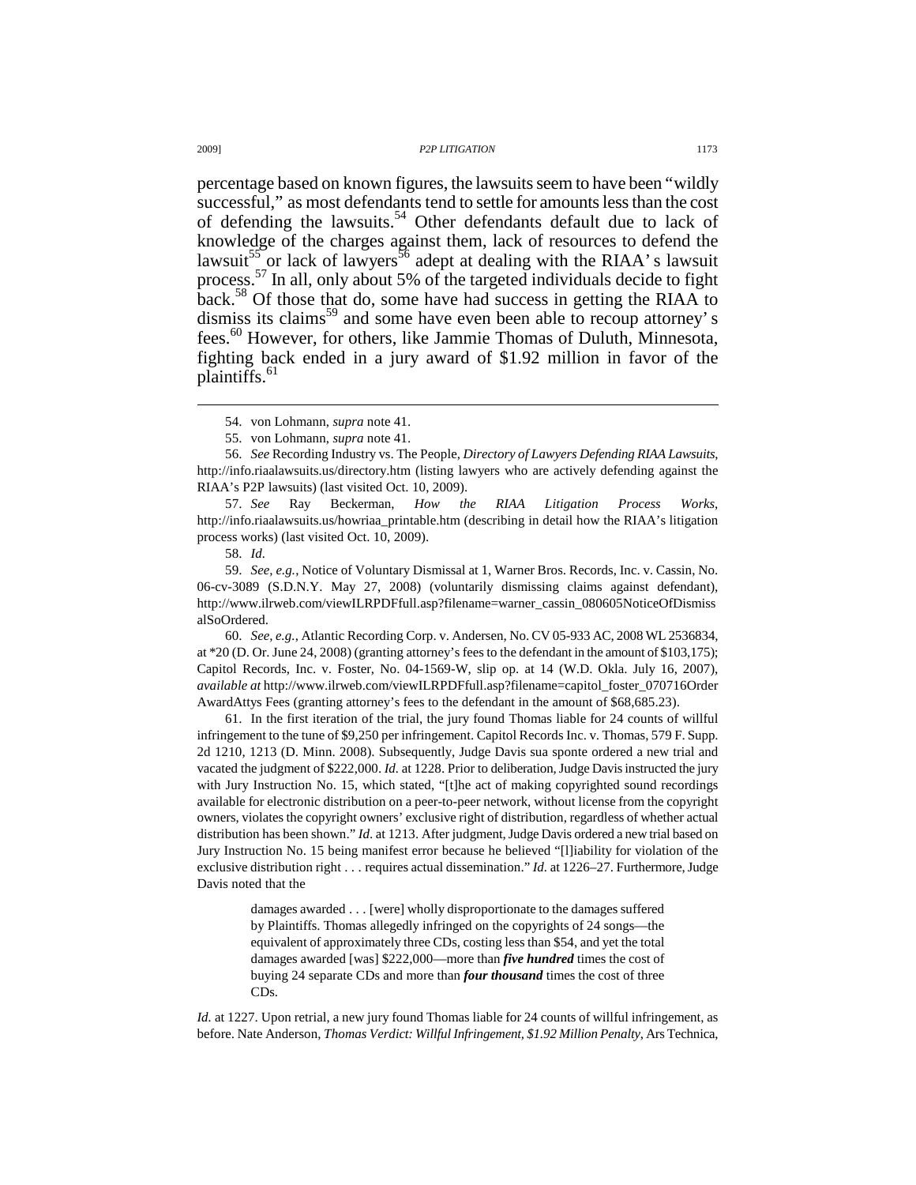percentage based on known figures, the lawsuits seem to have been "wildly successful," as most defendants tend to settle for amounts less than the cost of defending the lawsuits.[54] Other defendants default due to lack of knowledge of the charges against them, lack of resources to defend the lawsuit[55] or lack of lawyers[56] adept at dealing with the RIAA' s lawsuit process.[57] In all, only about 5% of the targeted individuals decide to fight back.[58] Of those that do, some have had success in getting the RIAA to dismiss its claims[59] and some have even been able to recoup attorney' s fees.[60] However, for others, like Jammie Thomas of Duluth, Minnesota, fighting back ended in a jury award of $1.92 million in favor of the plaintiffs.[61]

---

54. von Lohmann, *supra* note 41.

55. von Lohmann, *supra* note 41.

56. *See* Recording Industry vs. The People, *Directory of Lawyers Defending RIAA Lawsuits*, http://info.riaalawsuits.us/directory.htm (listing lawyers who are actively defending against the RIAA's P2P lawsuits) (last visited Oct. 10, 2009).

57. *See* Ray Beckerman, *How the RIAA Litigation Process Works*, http://info.riaalawsuits.us/howriaa_printable.htm (describing in detail how the RIAA's litigation process works) (last visited Oct. 10, 2009).

58. *Id.*

59. *See, e.g.*, Notice of Voluntary Dismissal at 1, Warner Bros. Records, Inc. v. Cassin, No. 06-cv-3089 (S.D.N.Y. May 27, 2008) (voluntarily dismissing claims against defendant), http://www.ilrweb.com/viewILRPDFfull.asp?filename=warner_cassin_080605NoticeOfDismissalSoOrdered.

60. *See, e.g.*, Atlantic Recording Corp. v. Andersen, No. CV 05-933 AC, 2008 WL 2536834, at *20 (D. Or. June 24, 2008) (granting attorney's fees to the defendant in the amount of $103,175); Capitol Records, Inc. v. Foster, No. 04-1569-W, slip op. at 14 (W.D. Okla. July 16, 2007), *available at* http://www.ilrweb.com/viewILRPDFfull.asp?filename=capitol_foster_070716OrderAwardAttys Fees (granting attorney's fees to the defendant in the amount of $68,685.23).

61. In the first iteration of the trial, the jury found Thomas liable for 24 counts of willful infringement to the tune of $9,250 per infringement. Capitol Records Inc. v. Thomas, 579 F. Supp. 2d 1210, 1213 (D. Minn. 2008). Subsequently, Judge Davis sua sponte ordered a new trial and vacated the judgment of $222,000. *Id.* at 1228. Prior to deliberation, Judge Davis instructed the jury with Jury Instruction No. 15, which stated, "[t]he act of making copyrighted sound recordings available for electronic distribution on a peer-to-peer network, without license from the copyright owners, violates the copyright owners' exclusive right of distribution, regardless of whether actual distribution has been shown." *Id*. at 1213. After judgment, Judge Davis ordered a new trial based on Jury Instruction No. 15 being manifest error because he believed "[l]iability for violation of the exclusive distribution right . . . requires actual dissemination." *Id.* at 1226–27. Furthermore, Judge Davis noted that the

> damages awarded . . . [were] wholly disproportionate to the damages suffered by Plaintiffs. Thomas allegedly infringed on the copyrights of 24 songs—the equivalent of approximately three CDs, costing less than $54, and yet the total damages awarded [was] $222,000—more than ***five hundred*** times the cost of buying 24 separate CDs and more than ***four thousand*** times the cost of three CDs.

*Id.* at 1227. Upon retrial, a new jury found Thomas liable for 24 counts of willful infringement, as before. Nate Anderson, *Thomas Verdict: Willful Infringement, $1.92 Million Penalty*, Ars Technica,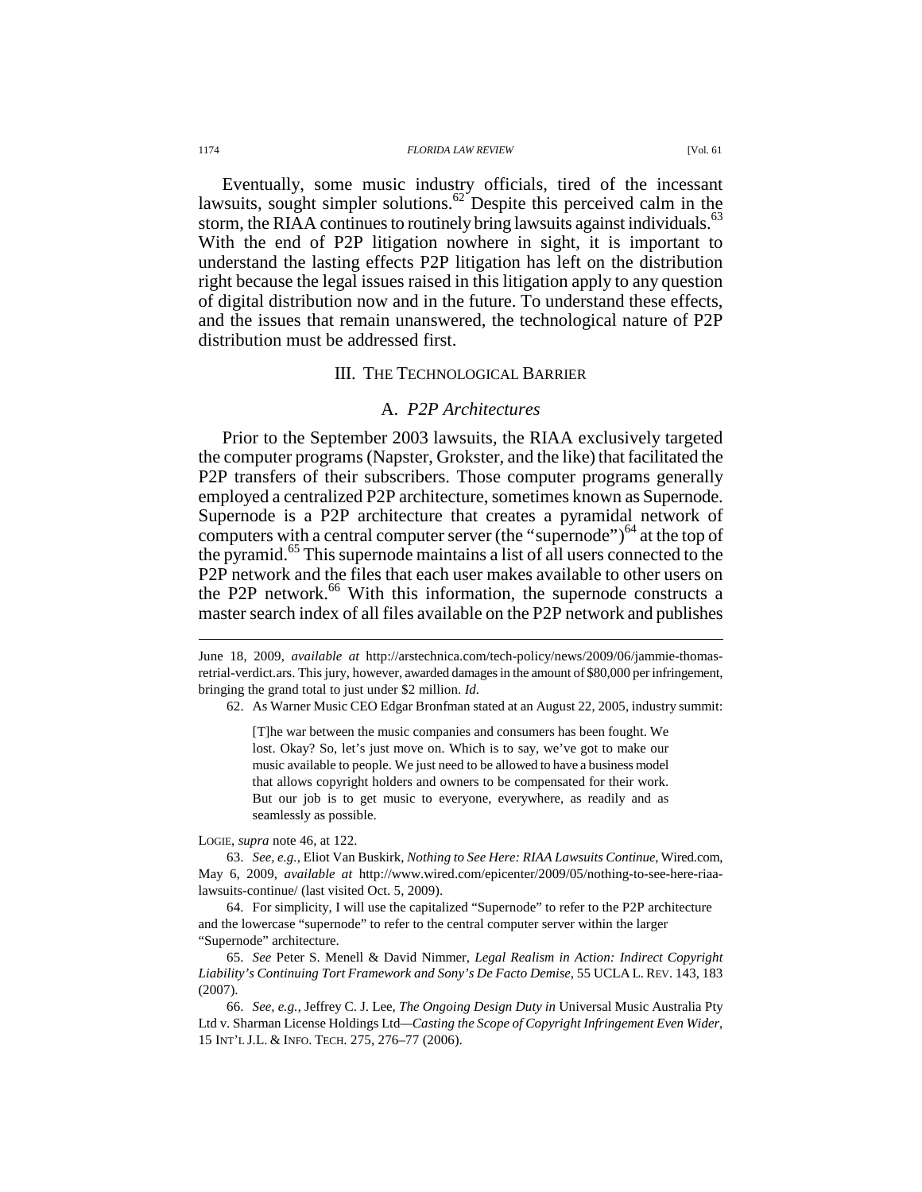Eventually, some music industry officials, tired of the incessant lawsuits, sought simpler solutions.[62] Despite this perceived calm in the storm, the RIAA continues to routinely bring lawsuits against individuals.[63] With the end of P2P litigation nowhere in sight, it is important to understand the lasting effects P2P litigation has left on the distribution right because the legal issues raised in this litigation apply to any question of digital distribution now and in the future. To understand these effects, and the issues that remain unanswered, the technological nature of P2P distribution must be addressed first.

## III. THE TECHNOLOGICAL BARRIER

### A. *P2P Architectures*

Prior to the September 2003 lawsuits, the RIAA exclusively targeted the computer programs (Napster, Grokster, and the like) that facilitated the P2P transfers of their subscribers. Those computer programs generally employed a centralized P2P architecture, sometimes known as Supernode. Supernode is a P2P architecture that creates a pyramidal network of computers with a central computer server (the "supernode")[64] at the top of the pyramid.[65] This supernode maintains a list of all users connected to the P2P network and the files that each user makes available to other users on the P2P network.[66] With this information, the supernode constructs a master search index of all files available on the P2P network and publishes

---

June 18, 2009, *available at* http://arstechnica.com/tech-policy/news/2009/06/jammie-thomas-retrial-verdict.ars. This jury, however, awarded damages in the amount of $80,000 per infringement, bringing the grand total to just under $2 million. *Id.*

62. As Warner Music CEO Edgar Bronfman stated at an August 22, 2005, industry summit:

> [T]he war between the music companies and consumers has been fought. We lost. Okay? So, let's just move on. Which is to say, we've got to make our music available to people. We just need to be allowed to have a business model that allows copyright holders and owners to be compensated for their work. But our job is to get music to everyone, everywhere, as readily and as seamlessly as possible.

LOGIE, *supra* note 46, at 122.

63. *See, e.g.*, Eliot Van Buskirk, *Nothing to See Here: RIAA Lawsuits Continue*, Wired.com, May 6, 2009, *available at* http://www.wired.com/epicenter/2009/05/nothing-to-see-here-riaa-lawsuits-continue/ (last visited Oct. 5, 2009).

64. For simplicity, I will use the capitalized "Supernode" to refer to the P2P architecture and the lowercase "supernode" to refer to the central computer server within the larger "Supernode" architecture.

65. *See* Peter S. Menell & David Nimmer, *Legal Realism in Action: Indirect Copyright Liability's Continuing Tort Framework and Sony's De Facto Demise*, 55 UCLA L. REV. 143, 183 (2007).

66. *See, e.g.*, Jeffrey C. J. Lee, *The Ongoing Design Duty in* Universal Music Australia Pty Ltd v. Sharman License Holdings Ltd*—Casting the Scope of Copyright Infringement Even Wider*, 15 INT'L J.L. & INFO. TECH. 275, 276–77 (2006).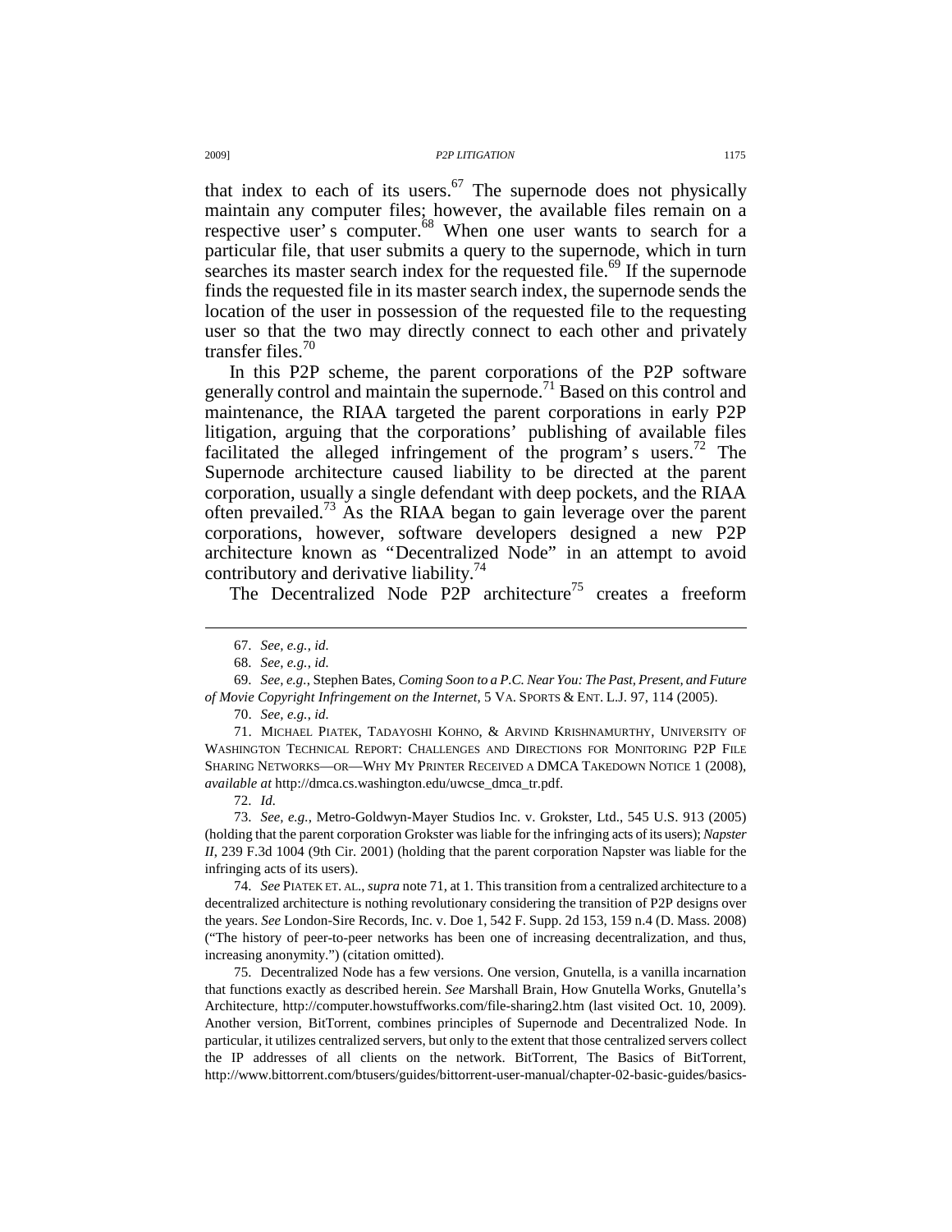that index to each of its users.[67] The supernode does not physically maintain any computer files; however, the available files remain on a respective user's computer.[68] When one user wants to search for a particular file, that user submits a query to the supernode, which in turn searches its master search index for the requested file.[69] If the supernode finds the requested file in its master search index, the supernode sends the location of the user in possession of the requested file to the requesting user so that the two may directly connect to each other and privately transfer files.[70]

In this P2P scheme, the parent corporations of the P2P software generally control and maintain the supernode.[71] Based on this control and maintenance, the RIAA targeted the parent corporations in early P2P litigation, arguing that the corporations' publishing of available files facilitated the alleged infringement of the program's users.[72] The Supernode architecture caused liability to be directed at the parent corporation, usually a single defendant with deep pockets, and the RIAA often prevailed.[73] As the RIAA began to gain leverage over the parent corporations, however, software developers designed a new P2P architecture known as "Decentralized Node" in an attempt to avoid contributory and derivative liability.[74]

The Decentralized Node P2P architecture[75] creates a freeform

---

67. *See, e.g.*, *id.*

68. *See, e.g.*, *id.*

69. *See, e.g.*, Stephen Bates, *Coming Soon to a P.C. Near You: The Past, Present, and Future of Movie Copyright Infringement on the Internet*, 5 VA. SPORTS & ENT. L.J. 97, 114 (2005).

70. *See, e.g.*, *id.*

71. MICHAEL PIATEK, TADAYOSHI KOHNO, & ARVIND KRISHNAMURTHY, UNIVERSITY OF WASHINGTON TECHNICAL REPORT: CHALLENGES AND DIRECTIONS FOR MONITORING P2P FILE SHARING NETWORKS—OR—WHY MY PRINTER RECEIVED A DMCA TAKEDOWN NOTICE 1 (2008), *available at* http://dmca.cs.washington.edu/uwcse_dmca_tr.pdf.

72. *Id.*

73. *See, e.g.*, Metro-Goldwyn-Mayer Studios Inc. v. Grokster, Ltd., 545 U.S. 913 (2005) (holding that the parent corporation Grokster was liable for the infringing acts of its users); *Napster II*, 239 F.3d 1004 (9th Cir. 2001) (holding that the parent corporation Napster was liable for the infringing acts of its users).

74. *See* PIATEK ET. AL., *supra* note 71, at 1. This transition from a centralized architecture to a decentralized architecture is nothing revolutionary considering the transition of P2P designs over the years. *See* London-Sire Records, Inc. v. Doe 1, 542 F. Supp. 2d 153, 159 n.4 (D. Mass. 2008) ("The history of peer-to-peer networks has been one of increasing decentralization, and thus, increasing anonymity.") (citation omitted).

75. Decentralized Node has a few versions. One version, Gnutella, is a vanilla incarnation that functions exactly as described herein. *See* Marshall Brain, How Gnutella Works, Gnutella's Architecture, http://computer.howstuffworks.com/file-sharing2.htm (last visited Oct. 10, 2009). Another version, BitTorrent, combines principles of Supernode and Decentralized Node. In particular, it utilizes centralized servers, but only to the extent that those centralized servers collect the IP addresses of all clients on the network. BitTorrent, The Basics of BitTorrent, http://www.bittorrent.com/btusers/guides/bittorrent-user-manual/chapter-02-basic-guides/basics-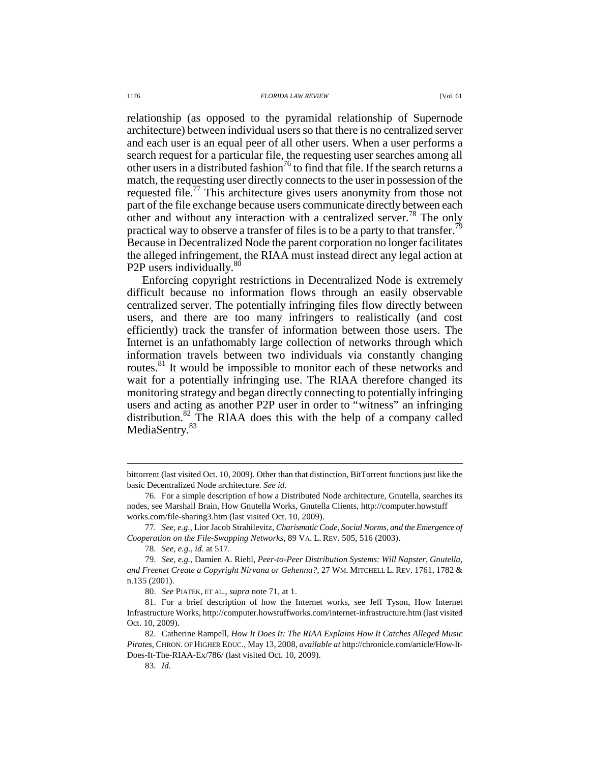relationship (as opposed to the pyramidal relationship of Supernode architecture) between individual users so that there is no centralized server and each user is an equal peer of all other users. When a user performs a search request for a particular file, the requesting user searches among all other users in a distributed fashion[76] to find that file. If the search returns a match, the requesting user directly connects to the user in possession of the requested file.[77] This architecture gives users anonymity from those not part of the file exchange because users communicate directly between each other and without any interaction with a centralized server.[78] The only practical way to observe a transfer of files is to be a party to that transfer.[79] Because in Decentralized Node the parent corporation no longer facilitates the alleged infringement, the RIAA must instead direct any legal action at P2P users individually.[80]

Enforcing copyright restrictions in Decentralized Node is extremely difficult because no information flows through an easily observable centralized server. The potentially infringing files flow directly between users, and there are too many infringers to realistically (and cost efficiently) track the transfer of information between those users. The Internet is an unfathomably large collection of networks through which information travels between two individuals via constantly changing routes.[81] It would be impossible to monitor each of these networks and wait for a potentially infringing use. The RIAA therefore changed its monitoring strategy and began directly connecting to potentially infringing users and acting as another P2P user in order to "witness" an infringing distribution.[82] The RIAA does this with the help of a company called MediaSentry.[83]

---

bittorrent (last visited Oct. 10, 2009). Other than that distinction, BitTorrent functions just like the basic Decentralized Node architecture. *See id*.

76. For a simple description of how a Distributed Node architecture, Gnutella, searches its nodes, see Marshall Brain, How Gnutella Works, Gnutella Clients, http://computer.howstuffworks.com/file-sharing3.htm (last visited Oct. 10, 2009).

77. *See, e.g.*, Lior Jacob Strahilevitz, *Charismatic Code, Social Norms, and the Emergence of Cooperation on the File-Swapping Networks*, 89 VA. L. REV. 505, 516 (2003).

78. *See, e.g.*, *id.* at 517.

79. *See, e.g.*, Damien A. Riehl, *Peer-to-Peer Distribution Systems: Will Napster, Gnutella, and Freenet Create a Copyright Nirvana or Gehenna?*, 27 WM. MITCHELL L. REV. 1761, 1782 & n.135 (2001).

80. *See* PIATEK, ET AL., *supra* note 71, at 1.

81. For a brief description of how the Internet works, see Jeff Tyson, How Internet Infrastructure Works, http://computer.howstuffworks.com/internet-infrastructure.htm (last visited Oct. 10, 2009).

82. Catherine Rampell, *How It Does It: The RIAA Explains How It Catches Alleged Music Pirates*, CHRON. OF HIGHER EDUC., May 13, 2008, *available at* http://chronicle.com/article/How-It-Does-It-The-RIAA-Ex/786/ (last visited Oct. 10, 2009).

83. *Id.*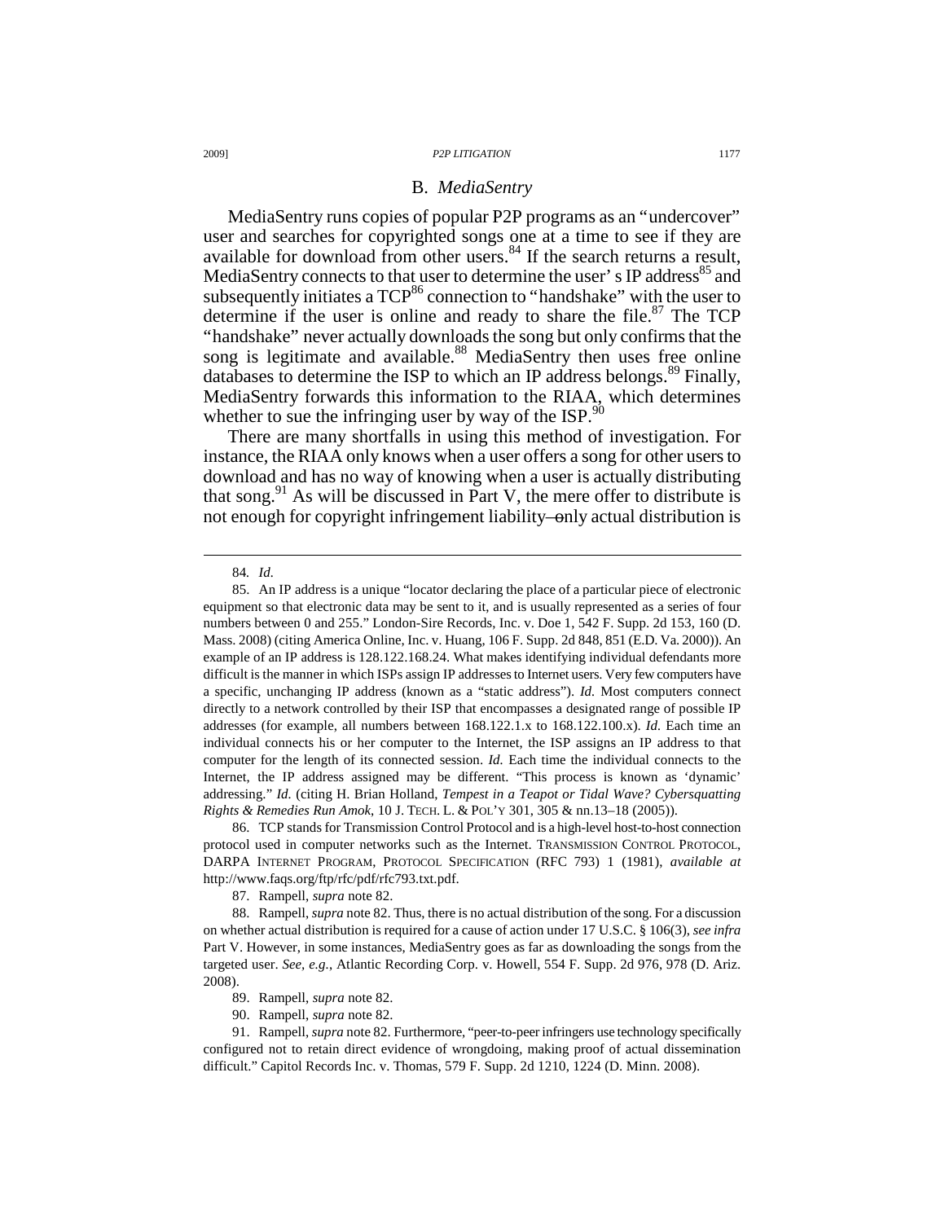## B. *MediaSentry*

MediaSentry runs copies of popular P2P programs as an "undercover" user and searches for copyrighted songs one at a time to see if they are available for download from other users.[84] If the search returns a result, MediaSentry connects to that user to determine the user' s IP address[85] and subsequently initiates a TCP[86] connection to "handshake" with the user to determine if the user is online and ready to share the file.[87] The TCP "handshake" never actually downloads the song but only confirms that the song is legitimate and available.[88] MediaSentry then uses free online databases to determine the ISP to which an IP address belongs.[89] Finally, MediaSentry forwards this information to the RIAA, which determines whether to sue the infringing user by way of the ISP.[90]

There are many shortfalls in using this method of investigation. For instance, the RIAA only knows when a user offers a song for other users to download and has no way of knowing when a user is actually distributing that song.[91] As will be discussed in Part V, the mere offer to distribute is not enough for copyright infringement liability—only actual distribution is

---

84. *Id.*

85. An IP address is a unique "locator declaring the place of a particular piece of electronic equipment so that electronic data may be sent to it, and is usually represented as a series of four numbers between 0 and 255." London-Sire Records, Inc. v. Doe 1, 542 F. Supp. 2d 153, 160 (D. Mass. 2008) (citing America Online, Inc. v. Huang, 106 F. Supp. 2d 848, 851 (E.D. Va. 2000)). An example of an IP address is 128.122.168.24. What makes identifying individual defendants more difficult is the manner in which ISPs assign IP addresses to Internet users. Very few computers have a specific, unchanging IP address (known as a "static address"). *Id.* Most computers connect directly to a network controlled by their ISP that encompasses a designated range of possible IP addresses (for example, all numbers between 168.122.1.x to 168.122.100.x). *Id.* Each time an individual connects his or her computer to the Internet, the ISP assigns an IP address to that computer for the length of its connected session. *Id.* Each time the individual connects to the Internet, the IP address assigned may be different. "This process is known as 'dynamic' addressing." *Id.* (citing H. Brian Holland, *Tempest in a Teapot or Tidal Wave? Cybersquatting Rights & Remedies Run Amok*, 10 J. TECH. L. & POL'Y 301, 305 & nn.13–18 (2005)).

86. TCP stands for Transmission Control Protocol and is a high-level host-to-host connection protocol used in computer networks such as the Internet. TRANSMISSION CONTROL PROTOCOL, DARPA INTERNET PROGRAM, PROTOCOL SPECIFICATION (RFC 793) 1 (1981), *available at* http://www.faqs.org/ftp/rfc/pdf/rfc793.txt.pdf.

87. Rampell, *supra* note 82.

88. Rampell, *supra* note 82. Thus, there is no actual distribution of the song. For a discussion on whether actual distribution is required for a cause of action under 17 U.S.C. § 106(3), *see infra* Part V. However, in some instances, MediaSentry goes as far as downloading the songs from the targeted user. *See, e.g.*, Atlantic Recording Corp. v. Howell, 554 F. Supp. 2d 976, 978 (D. Ariz. 2008).

89. Rampell, *supra* note 82.

90. Rampell, *supra* note 82.

91. Rampell, *supra* note 82. Furthermore, "peer-to-peer infringers use technology specifically configured not to retain direct evidence of wrongdoing, making proof of actual dissemination difficult." Capitol Records Inc. v. Thomas, 579 F. Supp. 2d 1210, 1224 (D. Minn. 2008).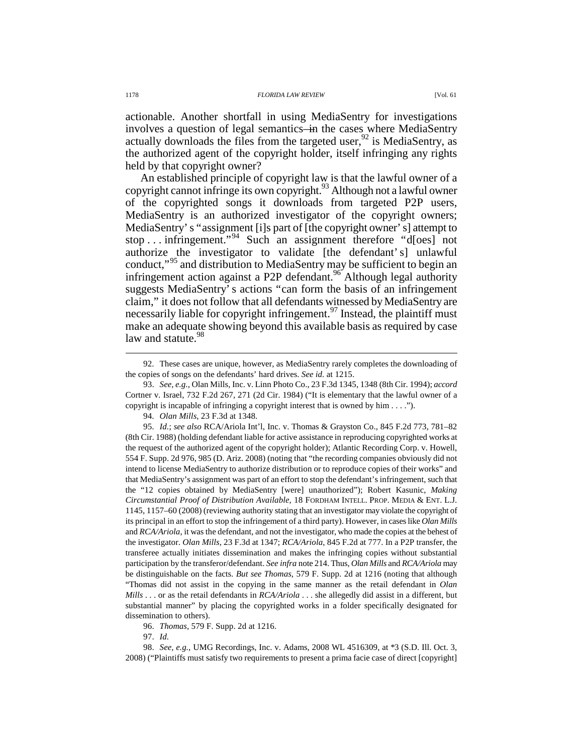actionable. Another shortfall in using MediaSentry for investigations involves a question of legal semantics—in the cases where MediaSentry actually downloads the files from the targeted user,[92] is MediaSentry, as the authorized agent of the copyright holder, itself infringing any rights held by that copyright owner?

An established principle of copyright law is that the lawful owner of a copyright cannot infringe its own copyright.[93] Although not a lawful owner of the copyrighted songs it downloads from targeted P2P users, MediaSentry is an authorized investigator of the copyright owners; MediaSentry's "assignment [i]s part of [the copyright owner's] attempt to stop . . . infringement."[94] Such an assignment therefore "d[oes] not authorize the investigator to validate [the defendant's] unlawful conduct,"[95] and distribution to MediaSentry may be sufficient to begin an infringement action against a P2P defendant.[96] Although legal authority suggests MediaSentry's actions "can form the basis of an infringement claim," it does not follow that all defendants witnessed by MediaSentry are necessarily liable for copyright infringement.[97] Instead, the plaintiff must make an adequate showing beyond this available basis as required by case law and statute.[98]

---

92. These cases are unique, however, as MediaSentry rarely completes the downloading of the copies of songs on the defendants' hard drives. *See id.* at 1215.

93. *See, e.g.*, Olan Mills, Inc. v. Linn Photo Co., 23 F.3d 1345, 1348 (8th Cir. 1994); *accord* Cortner v. Israel, 732 F.2d 267, 271 (2d Cir. 1984) ("It is elementary that the lawful owner of a copyright is incapable of infringing a copyright interest that is owned by him . . . .").

94. *Olan Mills*, 23 F.3d at 1348.

95. *Id.*; *see also* RCA/Ariola Int'l, Inc. v. Thomas & Grayston Co., 845 F.2d 773, 781–82 (8th Cir. 1988) (holding defendant liable for active assistance in reproducing copyrighted works at the request of the authorized agent of the copyright holder); Atlantic Recording Corp. v. Howell, 554 F. Supp. 2d 976, 985 (D. Ariz. 2008) (noting that "the recording companies obviously did not intend to license MediaSentry to authorize distribution or to reproduce copies of their works" and that MediaSentry's assignment was part of an effort to stop the defendant's infringement, such that the "12 copies obtained by MediaSentry [were] unauthorized"); Robert Kasunic, *Making Circumstantial Proof of Distribution Available*, 18 FORDHAM INTELL. PROP. MEDIA & ENT. L.J. 1145, 1157–60 (2008) (reviewing authority stating that an investigator may violate the copyright of its principal in an effort to stop the infringement of a third party). However, in cases like *Olan Mills* and *RCA/Ariola*, it was the defendant, and not the investigator, who made the copies at the behest of the investigator. *Olan Mills*, 23 F.3d at 1347; *RCA/Ariola*, 845 F.2d at 777. In a P2P transfer, the transferee actually initiates dissemination and makes the infringing copies without substantial participation by the transferor/defendant. *See infra* note 214. Thus, *Olan Mills* and *RCA/Ariola* may be distinguishable on the facts. *But see Thomas*, 579 F. Supp. 2d at 1216 (noting that although "Thomas did not assist in the copying in the same manner as the retail defendant in *Olan Mills* . . . or as the retail defendants in *RCA/Ariola* . . . she allegedly did assist in a different, but substantial manner" by placing the copyrighted works in a folder specifically designated for dissemination to others).

96. *Thomas*, 579 F. Supp. 2d at 1216.

97. *Id.*

98. *See, e.g.*, UMG Recordings, Inc. v. Adams, 2008 WL 4516309, at *3 (S.D. Ill. Oct. 3, 2008) ("Plaintiffs must satisfy two requirements to present a prima facie case of direct [copyright]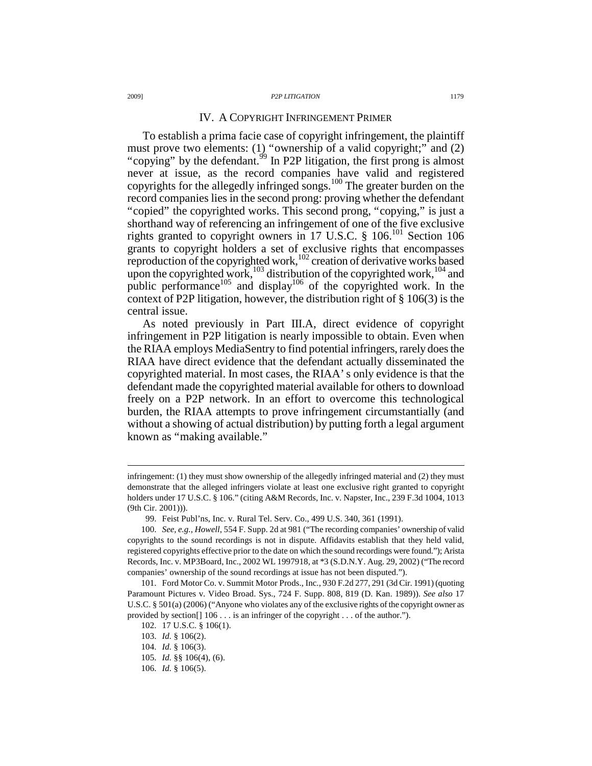## IV. A COPYRIGHT INFRINGEMENT PRIMER

To establish a prima facie case of copyright infringement, the plaintiff must prove two elements: (1) "ownership of a valid copyright;" and (2) "copying" by the defendant.[99] In P2P litigation, the first prong is almost never at issue, as the record companies have valid and registered copyrights for the allegedly infringed songs.[100] The greater burden on the record companies lies in the second prong: proving whether the defendant "copied" the copyrighted works. This second prong, "copying," is just a shorthand way of referencing an infringement of one of the five exclusive rights granted to copyright owners in 17 U.S.C. § 106.[101] Section 106 grants to copyright holders a set of exclusive rights that encompasses reproduction of the copyrighted work,[102] creation of derivative works based upon the copyrighted work,[103] distribution of the copyrighted work,[104] and public performance[105] and display[106] of the copyrighted work. In the context of P2P litigation, however, the distribution right of § 106(3) is the central issue.

As noted previously in Part III.A, direct evidence of copyright infringement in P2P litigation is nearly impossible to obtain. Even when the RIAA employs MediaSentry to find potential infringers, rarely does the RIAA have direct evidence that the defendant actually disseminated the copyrighted material. In most cases, the RIAA's only evidence is that the defendant made the copyrighted material available for others to download freely on a P2P network. In an effort to overcome this technological burden, the RIAA attempts to prove infringement circumstantially (and without a showing of actual distribution) by putting forth a legal argument known as "making available."

---

infringement: (1) they must show ownership of the allegedly infringed material and (2) they must demonstrate that the alleged infringers violate at least one exclusive right granted to copyright holders under 17 U.S.C. § 106." (citing A&M Records, Inc. v. Napster, Inc., 239 F.3d 1004, 1013 (9th Cir. 2001))).

99. Feist Publ'ns, Inc. v. Rural Tel. Serv. Co., 499 U.S. 340, 361 (1991).

100. *See, e.g.*, *Howell*, 554 F. Supp. 2d at 981 ("The recording companies' ownership of valid copyrights to the sound recordings is not in dispute. Affidavits establish that they held valid, registered copyrights effective prior to the date on which the sound recordings were found."); Arista Records, Inc. v. MP3Board, Inc., 2002 WL 1997918, at *3 (S.D.N.Y. Aug. 29, 2002) ("The record companies' ownership of the sound recordings at issue has not been disputed.").

101. Ford Motor Co. v. Summit Motor Prods., Inc., 930 F.2d 277, 291 (3d Cir. 1991) (quoting Paramount Pictures v. Video Broad. Sys., 724 F. Supp. 808, 819 (D. Kan. 1989)). *See also* 17 U.S.C. § 501(a) (2006) ("Anyone who violates any of the exclusive rights of the copyright owner as provided by section[] 106 . . . is an infringer of the copyright . . . of the author.").

102. 17 U.S.C. § 106(1).

103. *Id.* § 106(2).

104. *Id.* § 106(3).

105. *Id.* §§ 106(4), (6).

106. *Id.* § 106(5).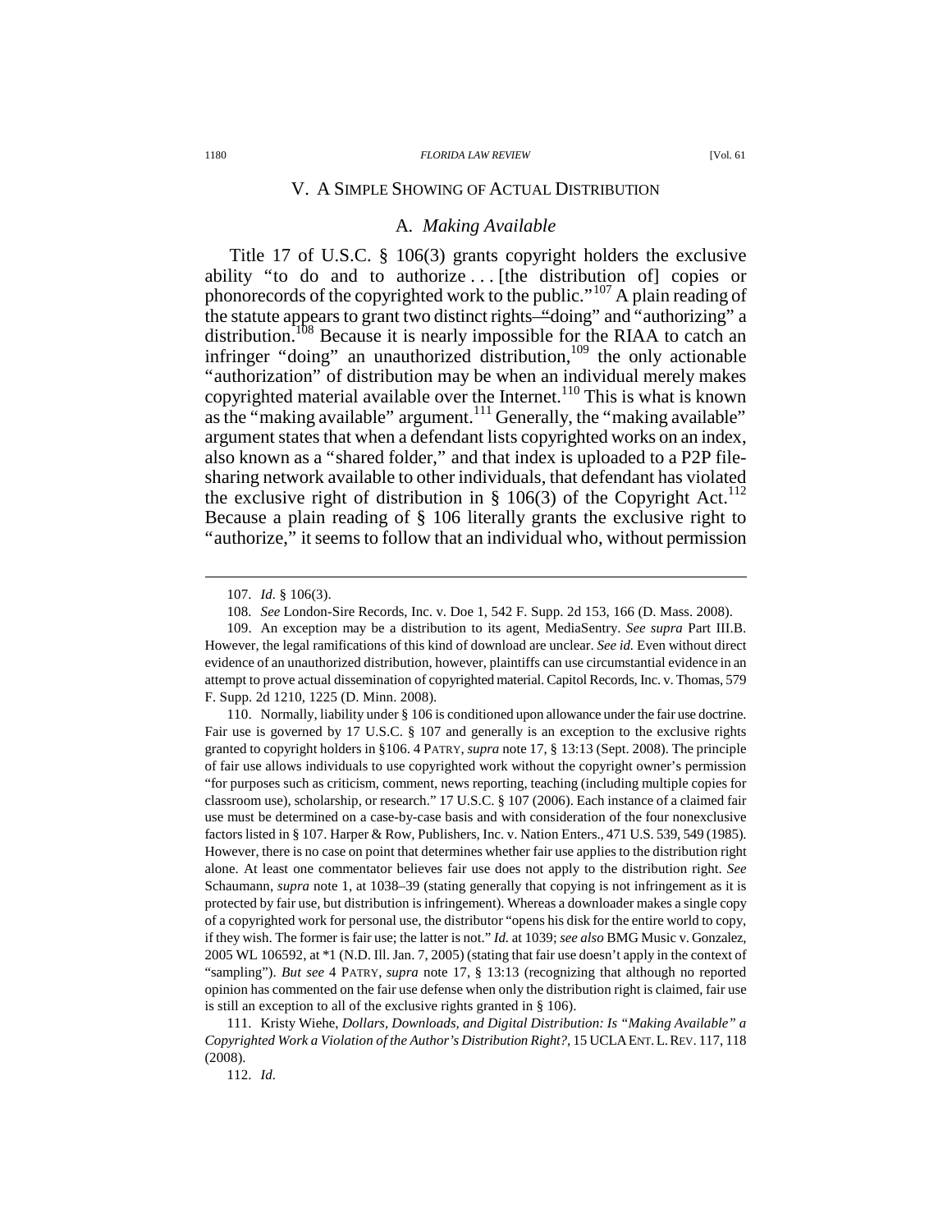## V. A SIMPLE SHOWING OF ACTUAL DISTRIBUTION

### A. *Making Available*

Title 17 of U.S.C. § 106(3) grants copyright holders the exclusive ability "to do and to authorize . . . [the distribution of] copies or phonorecords of the copyrighted work to the public."[107] A plain reading of the statute appears to grant two distinct rights—"doing" and "authorizing" a distribution.[108] Because it is nearly impossible for the RIAA to catch an infringer "doing" an unauthorized distribution,[109] the only actionable "authorization" of distribution may be when an individual merely makes copyrighted material available over the Internet.[110] This is what is known as the "making available" argument.[111] Generally, the "making available" argument states that when a defendant lists copyrighted works on an index, also known as a "shared folder," and that index is uploaded to a P2P file-sharing network available to other individuals, that defendant has violated the exclusive right of distribution in § 106(3) of the Copyright Act.[112] Because a plain reading of § 106 literally grants the exclusive right to "authorize," it seems to follow that an individual who, without permission

---

107. *Id.* § 106(3).

108. *See* London-Sire Records, Inc. v. Doe 1, 542 F. Supp. 2d 153, 166 (D. Mass. 2008).

109. An exception may be a distribution to its agent, MediaSentry. *See supra* Part III.B. However, the legal ramifications of this kind of download are unclear. *See id.* Even without direct evidence of an unauthorized distribution, however, plaintiffs can use circumstantial evidence in an attempt to prove actual dissemination of copyrighted material. Capitol Records, Inc. v. Thomas, 579 F. Supp. 2d 1210, 1225 (D. Minn. 2008).

110. Normally, liability under § 106 is conditioned upon allowance under the fair use doctrine. Fair use is governed by 17 U.S.C. § 107 and generally is an exception to the exclusive rights granted to copyright holders in §106. 4 PATRY, *supra* note 17, § 13:13 (Sept. 2008). The principle of fair use allows individuals to use copyrighted work without the copyright owner's permission "for purposes such as criticism, comment, news reporting, teaching (including multiple copies for classroom use), scholarship, or research." 17 U.S.C. § 107 (2006). Each instance of a claimed fair use must be determined on a case-by-case basis and with consideration of the four nonexclusive factors listed in § 107. Harper & Row, Publishers, Inc. v. Nation Enters., 471 U.S. 539, 549 (1985). However, there is no case on point that determines whether fair use applies to the distribution right alone. At least one commentator believes fair use does not apply to the distribution right. *See* Schaumann, *supra* note 1, at 1038–39 (stating generally that copying is not infringement as it is protected by fair use, but distribution is infringement). Whereas a downloader makes a single copy of a copyrighted work for personal use, the distributor "opens his disk for the entire world to copy, if they wish. The former is fair use; the latter is not." *Id.* at 1039; *see also* BMG Music v. Gonzalez, 2005 WL 106592, at *1 (N.D. Ill. Jan. 7, 2005) (stating that fair use doesn't apply in the context of "sampling"). *But see* 4 PATRY, *supra* note 17, § 13:13 (recognizing that although no reported opinion has commented on the fair use defense when only the distribution right is claimed, fair use is still an exception to all of the exclusive rights granted in § 106).

111. Kristy Wiehe, *Dollars, Downloads, and Digital Distribution: Is "Making Available" a Copyrighted Work a Violation of the Author's Distribution Right?*, 15 UCLA ENT. L. REV. 117, 118 (2008).

112. *Id.*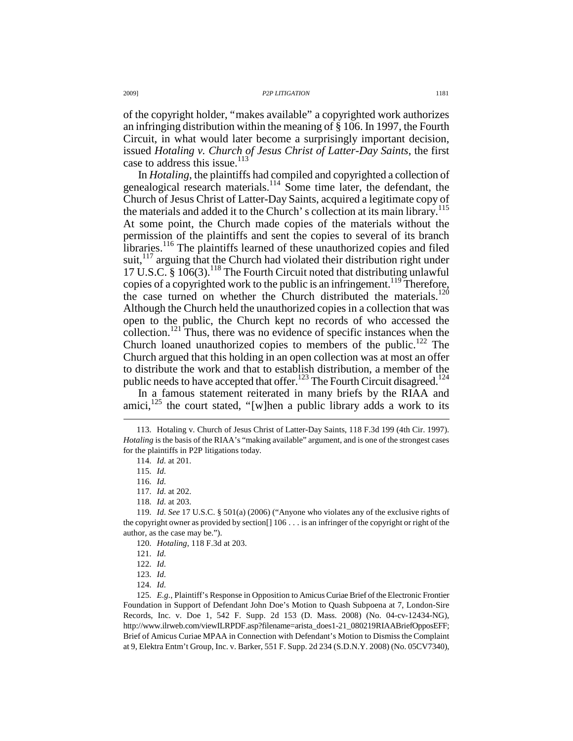of the copyright holder, "makes available" a copyrighted work authorizes an infringing distribution within the meaning of § 106. In 1997, the Fourth Circuit, in what would later become a surprisingly important decision, issued *Hotaling v. Church of Jesus Christ of Latter-Day Saints*, the first case to address this issue.[113]

In *Hotaling*, the plaintiffs had compiled and copyrighted a collection of genealogical research materials.[114] Some time later, the defendant, the Church of Jesus Christ of Latter-Day Saints, acquired a legitimate copy of the materials and added it to the Church' s collection at its main library.[115] At some point, the Church made copies of the materials without the permission of the plaintiffs and sent the copies to several of its branch libraries.[116] The plaintiffs learned of these unauthorized copies and filed suit,[117] arguing that the Church had violated their distribution right under 17 U.S.C. § 106(3).[118] The Fourth Circuit noted that distributing unlawful copies of a copyrighted work to the public is an infringement.[119] Therefore, the case turned on whether the Church distributed the materials.[120] Although the Church held the unauthorized copies in a collection that was open to the public, the Church kept no records of who accessed the collection.[121] Thus, there was no evidence of specific instances when the Church loaned unauthorized copies to members of the public.[122] The Church argued that this holding in an open collection was at most an offer to distribute the work and that to establish distribution, a member of the public needs to have accepted that offer.[123] The Fourth Circuit disagreed.[124]

In a famous statement reiterated in many briefs by the RIAA and amici,[125] the court stated, "[w]hen a public library adds a work to its

---

113. Hotaling v. Church of Jesus Christ of Latter-Day Saints, 118 F.3d 199 (4th Cir. 1997). *Hotaling* is the basis of the RIAA's "making available" argument, and is one of the strongest cases for the plaintiffs in P2P litigations today.

114. *Id.* at 201.

115. *Id.*

116. *Id.*

117. *Id.* at 202.

118. *Id.* at 203.

119. *Id. See* 17 U.S.C. § 501(a) (2006) ("Anyone who violates any of the exclusive rights of the copyright owner as provided by section[] 106 . . . is an infringer of the copyright or right of the author, as the case may be.").

120. *Hotaling*, 118 F.3d at 203.

121. *Id.*

122. *Id.*

123. *Id.*

124. *Id.*

125. *E.g.*, Plaintiff's Response in Opposition to Amicus Curiae Brief of the Electronic Frontier Foundation in Support of Defendant John Doe's Motion to Quash Subpoena at 7, London-Sire Records, Inc. v. Doe 1, 542 F. Supp. 2d 153 (D. Mass. 2008) (No. 04-cv-12434-NG), http://www.ilrweb.com/viewILRPDF.asp?filename=arista_does1-21_080219RIAABriefOpposEFF; Brief of Amicus Curiae MPAA in Connection with Defendant's Motion to Dismiss the Complaint at 9, Elektra Entm't Group, Inc. v. Barker, 551 F. Supp. 2d 234 (S.D.N.Y. 2008) (No. 05CV7340),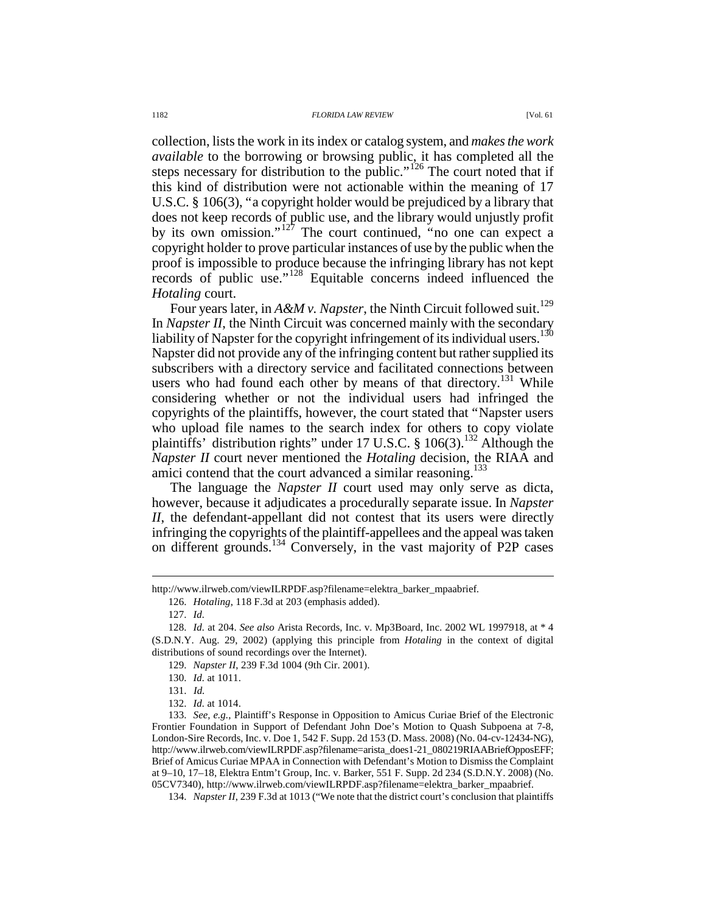collection, lists the work in its index or catalog system, and *makes the work available* to the borrowing or browsing public, it has completed all the steps necessary for distribution to the public."[126] The court noted that if this kind of distribution were not actionable within the meaning of 17 U.S.C. § 106(3), "a copyright holder would be prejudiced by a library that does not keep records of public use, and the library would unjustly profit by its own omission."[127] The court continued, "no one can expect a copyright holder to prove particular instances of use by the public when the proof is impossible to produce because the infringing library has not kept records of public use."[128] Equitable concerns indeed influenced the *Hotaling* court.

Four years later, in *A&M v. Napster*, the Ninth Circuit followed suit.[129] In *Napster II*, the Ninth Circuit was concerned mainly with the secondary liability of Napster for the copyright infringement of its individual users.[130] Napster did not provide any of the infringing content but rather supplied its subscribers with a directory service and facilitated connections between users who had found each other by means of that directory.[131] While considering whether or not the individual users had infringed the copyrights of the plaintiffs, however, the court stated that "Napster users who upload file names to the search index for others to copy violate plaintiffs' distribution rights" under 17 U.S.C. § 106(3).[132] Although the *Napster II* court never mentioned the *Hotaling* decision, the RIAA and amici contend that the court advanced a similar reasoning.[133]

The language the *Napster II* court used may only serve as dicta, however, because it adjudicates a procedurally separate issue. In *Napster II*, the defendant-appellant did not contest that its users were directly infringing the copyrights of the plaintiff-appellees and the appeal was taken on different grounds.[134] Conversely, in the vast majority of P2P cases

---

http://www.ilrweb.com/viewILRPDF.asp?filename=elektra_barker_mpaabrief.

126. *Hotaling*, 118 F.3d at 203 (emphasis added).

127. *Id.*

128. *Id.* at 204. *See also* Arista Records, Inc. v. Mp3Board, Inc. 2002 WL 1997918, at * 4 (S.D.N.Y. Aug. 29, 2002) (applying this principle from *Hotaling* in the context of digital distributions of sound recordings over the Internet).

129. *Napster II*, 239 F.3d 1004 (9th Cir. 2001).

130. *Id.* at 1011.

131. *Id.*

132. *Id.* at 1014.

133. *See, e.g.*, Plaintiff's Response in Opposition to Amicus Curiae Brief of the Electronic Frontier Foundation in Support of Defendant John Doe's Motion to Quash Subpoena at 7-8, London-Sire Records, Inc. v. Doe 1, 542 F. Supp. 2d 153 (D. Mass. 2008) (No. 04-cv-12434-NG), http://www.ilrweb.com/viewILRPDF.asp?filename=arista_does1-21_080219RIAABriefOpposEFF; Brief of Amicus Curiae MPAA in Connection with Defendant's Motion to Dismiss the Complaint at 9–10, 17–18, Elektra Entm't Group, Inc. v. Barker, 551 F. Supp. 2d 234 (S.D.N.Y. 2008) (No. 05CV7340), http://www.ilrweb.com/viewILRPDF.asp?filename=elektra_barker_mpaabrief.

134. *Napster II*, 239 F.3d at 1013 ("We note that the district court's conclusion that plaintiffs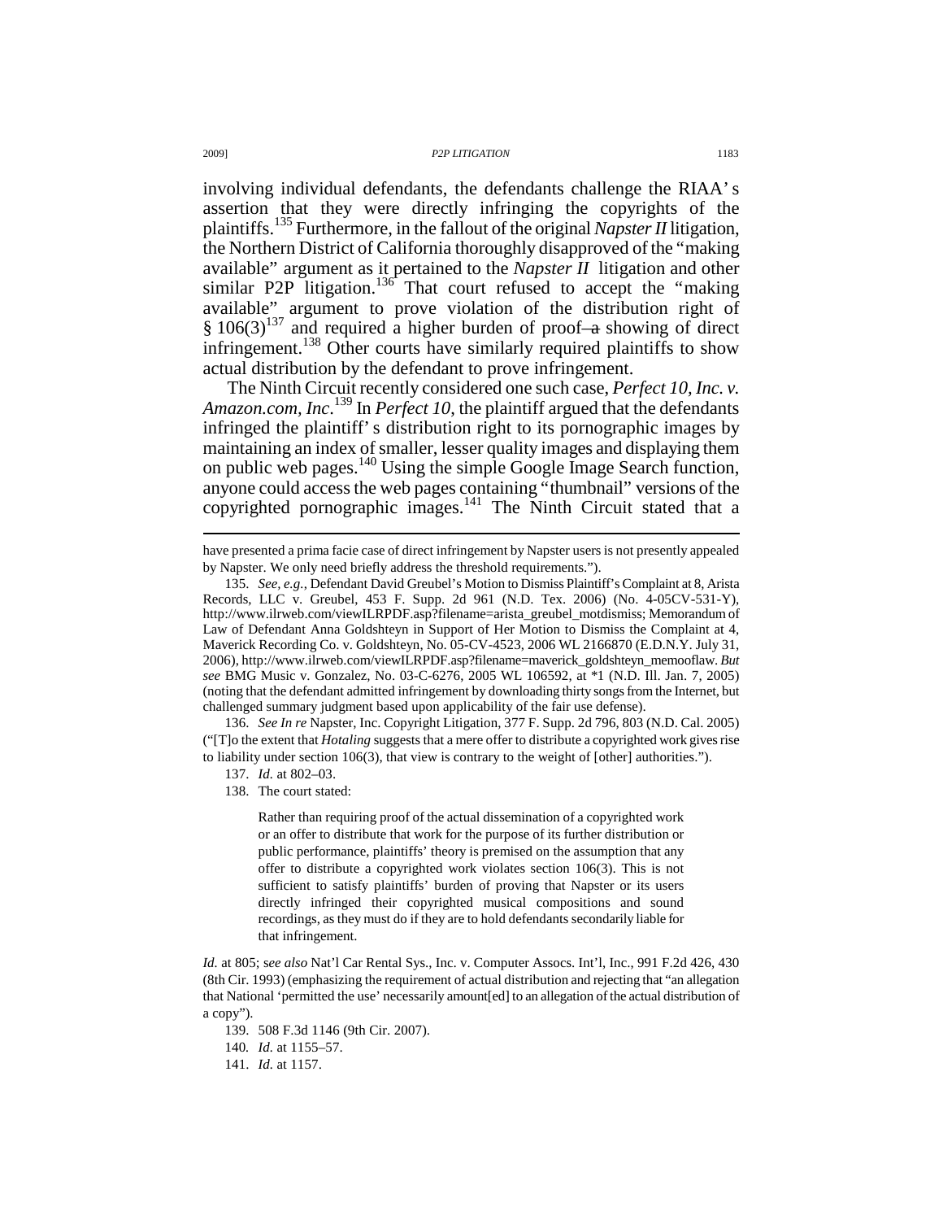involving individual defendants, the defendants challenge the RIAA's assertion that they were directly infringing the copyrights of the plaintiffs.[135] Furthermore, in the fallout of the original *Napster II* litigation, the Northern District of California thoroughly disapproved of the "making available" argument as it pertained to the *Napster II* litigation and other similar P2P litigation.[136] That court refused to accept the "making available" argument to prove violation of the distribution right of § 106(3)[137] and required a higher burden of proof—a showing of direct infringement.[138] Other courts have similarly required plaintiffs to show actual distribution by the defendant to prove infringement.

The Ninth Circuit recently considered one such case, *Perfect 10, Inc. v. Amazon.com, Inc*.[139] In *Perfect 10*, the plaintiff argued that the defendants infringed the plaintiff's distribution right to its pornographic images by maintaining an index of smaller, lesser quality images and displaying them on public web pages.[140] Using the simple Google Image Search function, anyone could access the web pages containing "thumbnail" versions of the copyrighted pornographic images.[141] The Ninth Circuit stated that a

---

have presented a prima facie case of direct infringement by Napster users is not presently appealed by Napster. We only need briefly address the threshold requirements.").

135. *See, e.g.*, Defendant David Greubel's Motion to Dismiss Plaintiff's Complaint at 8, Arista Records, LLC v. Greubel, 453 F. Supp. 2d 961 (N.D. Tex. 2006) (No. 4-05CV-531-Y), http://www.ilrweb.com/viewILRPDF.asp?filename=arista_greubel_motdismiss; Memorandum of Law of Defendant Anna Goldshteyn in Support of Her Motion to Dismiss the Complaint at 4, Maverick Recording Co. v. Goldshteyn, No. 05-CV-4523, 2006 WL 2166870 (E.D.N.Y. July 31, 2006), http://www.ilrweb.com/viewILRPDF.asp?filename=maverick_goldshteyn_memooflaw. *But see* BMG Music v. Gonzalez, No. 03-C-6276, 2005 WL 106592, at *1 (N.D. Ill. Jan. 7, 2005) (noting that the defendant admitted infringement by downloading thirty songs from the Internet, but challenged summary judgment based upon applicability of the fair use defense).

136. *See In re* Napster, Inc. Copyright Litigation, 377 F. Supp. 2d 796, 803 (N.D. Cal. 2005) ("[T]o the extent that *Hotaling* suggests that a mere offer to distribute a copyrighted work gives rise to liability under section 106(3), that view is contrary to the weight of [other] authorities.").

137. *Id.* at 802–03.

138. The court stated:

> Rather than requiring proof of the actual dissemination of a copyrighted work or an offer to distribute that work for the purpose of its further distribution or public performance, plaintiffs' theory is premised on the assumption that any offer to distribute a copyrighted work violates section 106(3). This is not sufficient to satisfy plaintiffs' burden of proving that Napster or its users directly infringed their copyrighted musical compositions and sound recordings, as they must do if they are to hold defendants secondarily liable for that infringement.

*Id.* at 805; s*ee also* Nat'l Car Rental Sys., Inc. v. Computer Assocs. Int'l, Inc., 991 F.2d 426, 430 (8th Cir. 1993) (emphasizing the requirement of actual distribution and rejecting that "an allegation that National 'permitted the use' necessarily amount[ed] to an allegation of the actual distribution of a copy").

139. 508 F.3d 1146 (9th Cir. 2007).

140. *Id.* at 1155–57.

141. *Id.* at 1157.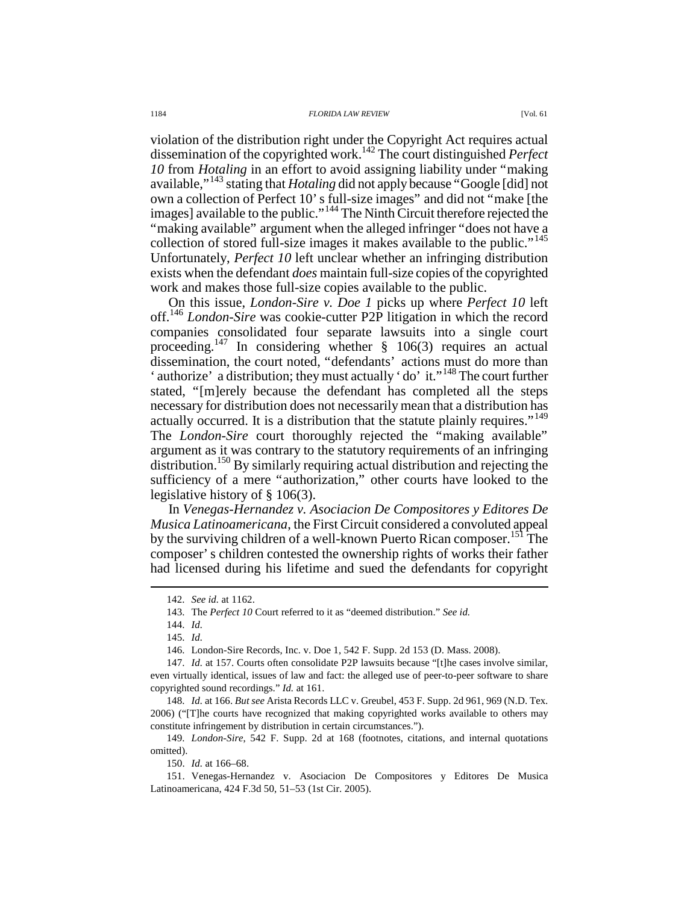violation of the distribution right under the Copyright Act requires actual dissemination of the copyrighted work.[142] The court distinguished *Perfect 10* from *Hotaling* in an effort to avoid assigning liability under "making available,"[143] stating that *Hotaling* did not apply because "Google [did] not own a collection of Perfect 10's full-size images" and did not "make [the images] available to the public."[144] The Ninth Circuit therefore rejected the "making available" argument when the alleged infringer "does not have a collection of stored full-size images it makes available to the public."[145] Unfortunately, *Perfect 10* left unclear whether an infringing distribution exists when the defendant *does* maintain full-size copies of the copyrighted work and makes those full-size copies available to the public.

On this issue, *London-Sire v. Doe 1* picks up where *Perfect 10* left off.[146] *London-Sire* was cookie-cutter P2P litigation in which the record companies consolidated four separate lawsuits into a single court proceeding.[147] In considering whether § 106(3) requires an actual dissemination, the court noted, "defendants' actions must do more than 'authorize' a distribution; they must actually 'do' it."[148] The court further stated, "[m]erely because the defendant has completed all the steps necessary for distribution does not necessarily mean that a distribution has actually occurred. It is a distribution that the statute plainly requires."[149] The *London-Sire* court thoroughly rejected the "making available" argument as it was contrary to the statutory requirements of an infringing distribution.[150] By similarly requiring actual distribution and rejecting the sufficiency of a mere "authorization," other courts have looked to the legislative history of § 106(3).

In *Venegas-Hernandez v. Asociacion De Compositores y Editores De Musica Latinoamericana*, the First Circuit considered a convoluted appeal by the surviving children of a well-known Puerto Rican composer.[151] The composer's children contested the ownership rights of works their father had licensed during his lifetime and sued the defendants for copyright

---

142. *See id.* at 1162.

143. The *Perfect 10* Court referred to it as "deemed distribution." *See id.*

144. *Id.*

145. *Id.*

146. London-Sire Records, Inc. v. Doe 1, 542 F. Supp. 2d 153 (D. Mass. 2008).

147. *Id.* at 157. Courts often consolidate P2P lawsuits because "[t]he cases involve similar, even virtually identical, issues of law and fact: the alleged use of peer-to-peer software to share copyrighted sound recordings." *Id.* at 161.

148. *Id.* at 166. *But see* Arista Records LLC v. Greubel, 453 F. Supp. 2d 961, 969 (N.D. Tex. 2006) ("[T]he courts have recognized that making copyrighted works available to others may constitute infringement by distribution in certain circumstances.").

149. *London-Sire*, 542 F. Supp. 2d at 168 (footnotes, citations, and internal quotations omitted).

150. *Id.* at 166–68.

151. Venegas-Hernandez v. Asociacion De Compositores y Editores De Musica Latinoamericana, 424 F.3d 50, 51–53 (1st Cir. 2005).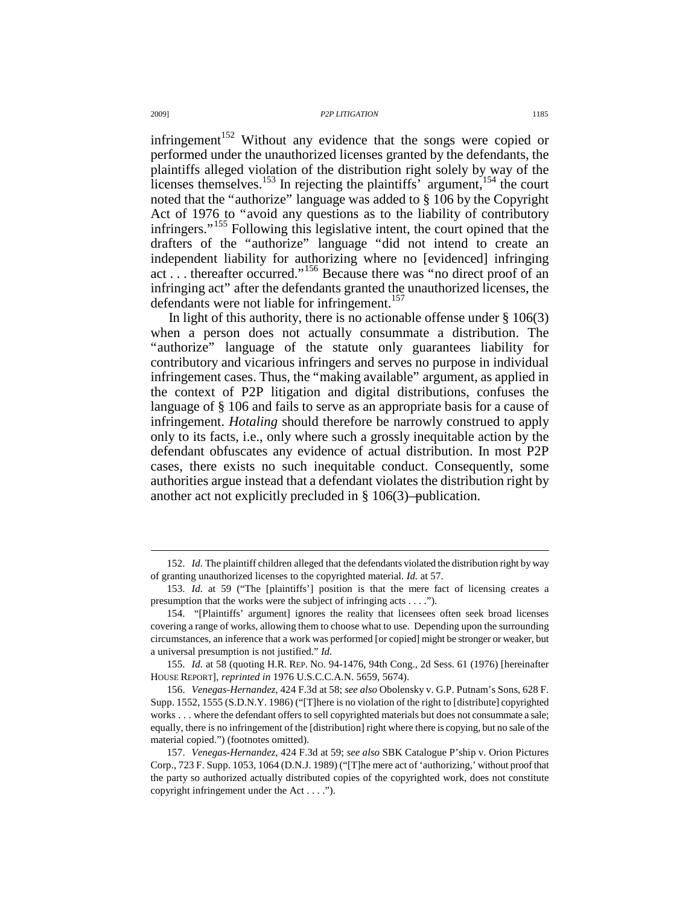infringement[152] Without any evidence that the songs were copied or performed under the unauthorized licenses granted by the defendants, the plaintiffs alleged violation of the distribution right solely by way of the licenses themselves.[153] In rejecting the plaintiffs' argument,[154] the court noted that the "authorize" language was added to § 106 by the Copyright Act of 1976 to "avoid any questions as to the liability of contributory infringers."[155] Following this legislative intent, the court opined that the drafters of the "authorize" language "did not intend to create an independent liability for authorizing where no [evidenced] infringing act . . . thereafter occurred."[156] Because there was "no direct proof of an infringing act" after the defendants granted the unauthorized licenses, the defendants were not liable for infringement.[157]

In light of this authority, there is no actionable offense under § 106(3) when a person does not actually consummate a distribution. The "authorize" language of the statute only guarantees liability for contributory and vicarious infringers and serves no purpose in individual infringement cases. Thus, the "making available" argument, as applied in the context of P2P litigation and digital distributions, confuses the language of § 106 and fails to serve as an appropriate basis for a cause of infringement. *Hotaling* should therefore be narrowly construed to apply only to its facts, i.e., only where such a grossly inequitable action by the defendant obfuscates any evidence of actual distribution. In most P2P cases, there exists no such inequitable conduct. Consequently, some authorities argue instead that a defendant violates the distribution right by another act not explicitly precluded in § 106(3)—publication.

---

152. *Id.* The plaintiff children alleged that the defendants violated the distribution right by way of granting unauthorized licenses to the copyrighted material. *Id.* at 57.

153. *Id.* at 59 ("The [plaintiffs'] position is that the mere fact of licensing creates a presumption that the works were the subject of infringing acts . . . .").

154. "[Plaintiffs' argument] ignores the reality that licensees often seek broad licenses covering a range of works, allowing them to choose what to use. Depending upon the surrounding circumstances, an inference that a work was performed [or copied] might be stronger or weaker, but a universal presumption is not justified." *Id.*

155. *Id.* at 58 (quoting H.R. REP. NO. 94-1476, 94th Cong., 2d Sess. 61 (1976) [hereinafter HOUSE REPORT], *reprinted in* 1976 U.S.C.C.A.N. 5659, 5674).

156. *Venegas-Hernandez*, 424 F.3d at 58; *see also* Obolensky v. G.P. Putnam's Sons, 628 F. Supp. 1552, 1555 (S.D.N.Y. 1986) ("[T]here is no violation of the right to [distribute] copyrighted works . . . where the defendant offers to sell copyrighted materials but does not consummate a sale; equally, there is no infringement of the [distribution] right where there is copying, but no sale of the material copied.") (footnotes omitted).

157. *Venegas-Hernandez*, 424 F.3d at 59; *see also* SBK Catalogue P'ship v. Orion Pictures Corp., 723 F. Supp. 1053, 1064 (D.N.J. 1989) ("[T]he mere act of 'authorizing,' without proof that the party so authorized actually distributed copies of the copyrighted work, does not constitute copyright infringement under the Act . . . .").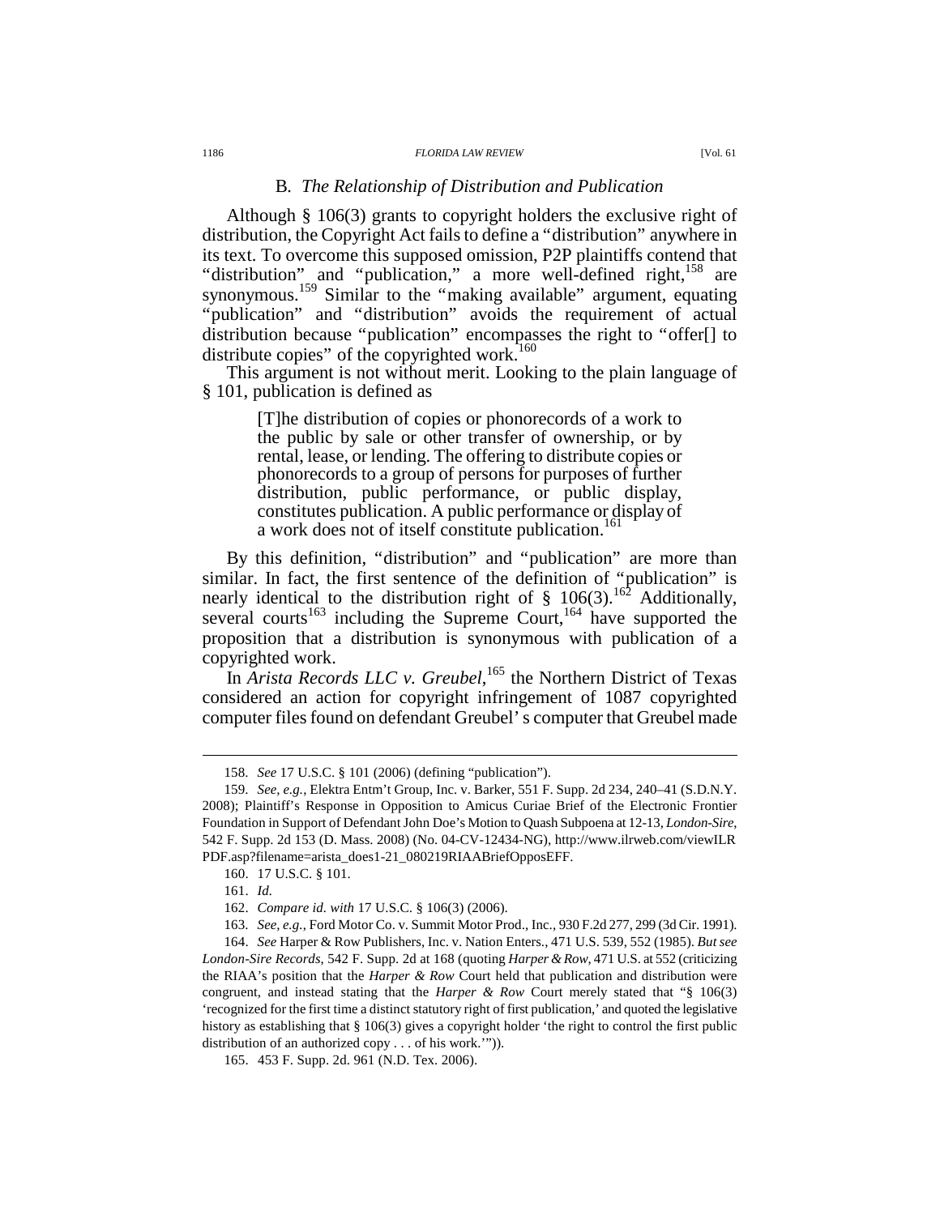### B. *The Relationship of Distribution and Publication*

Although § 106(3) grants to copyright holders the exclusive right of distribution, the Copyright Act fails to define a "distribution" anywhere in its text. To overcome this supposed omission, P2P plaintiffs contend that "distribution" and "publication," a more well-defined right,[158] are synonymous.[159] Similar to the "making available" argument, equating "publication" and "distribution" avoids the requirement of actual distribution because "publication" encompasses the right to "offer[] to distribute copies" of the copyrighted work.[160]

This argument is not without merit. Looking to the plain language of § 101, publication is defined as

> [T]he distribution of copies or phonorecords of a work to the public by sale or other transfer of ownership, or by rental, lease, or lending. The offering to distribute copies or phonorecords to a group of persons for purposes of further distribution, public performance, or public display, constitutes publication. A public performance or display of a work does not of itself constitute publication.[161]

By this definition, "distribution" and "publication" are more than similar. In fact, the first sentence of the definition of "publication" is nearly identical to the distribution right of § 106(3).[162] Additionally, several courts[163] including the Supreme Court,[164] have supported the proposition that a distribution is synonymous with publication of a copyrighted work.

In *Arista Records LLC v. Greubel*,[165] the Northern District of Texas considered an action for copyright infringement of 1087 copyrighted computer files found on defendant Greubel's computer that Greubel made

---

158. *See* 17 U.S.C. § 101 (2006) (defining "publication").

159. *See, e.g.*, Elektra Entm't Group, Inc. v. Barker, 551 F. Supp. 2d 234, 240–41 (S.D.N.Y. 2008); Plaintiff's Response in Opposition to Amicus Curiae Brief of the Electronic Frontier Foundation in Support of Defendant John Doe's Motion to Quash Subpoena at 12-13, *London-Sire*, 542 F. Supp. 2d 153 (D. Mass. 2008) (No. 04-CV-12434-NG), http://www.ilrweb.com/viewILRPDF.asp?filename=arista_does1-21_080219RIAABriefOpposEFF.

160. 17 U.S.C. § 101.

161. *Id.*

162. *Compare id. with* 17 U.S.C. § 106(3) (2006).

163. *See, e.g.*, Ford Motor Co. v. Summit Motor Prod., Inc., 930 F.2d 277, 299 (3d Cir. 1991).

164. *See* Harper & Row Publishers, Inc. v. Nation Enters., 471 U.S. 539, 552 (1985). *But see London-Sire Records*, 542 F. Supp. 2d at 168 (quoting *Harper & Row*, 471 U.S. at 552 (criticizing the RIAA's position that the *Harper & Row* Court held that publication and distribution were congruent, and instead stating that the *Harper & Row* Court merely stated that "§ 106(3) 'recognized for the first time a distinct statutory right of first publication,' and quoted the legislative history as establishing that § 106(3) gives a copyright holder 'the right to control the first public distribution of an authorized copy . . . of his work.'")).

165. 453 F. Supp. 2d. 961 (N.D. Tex. 2006).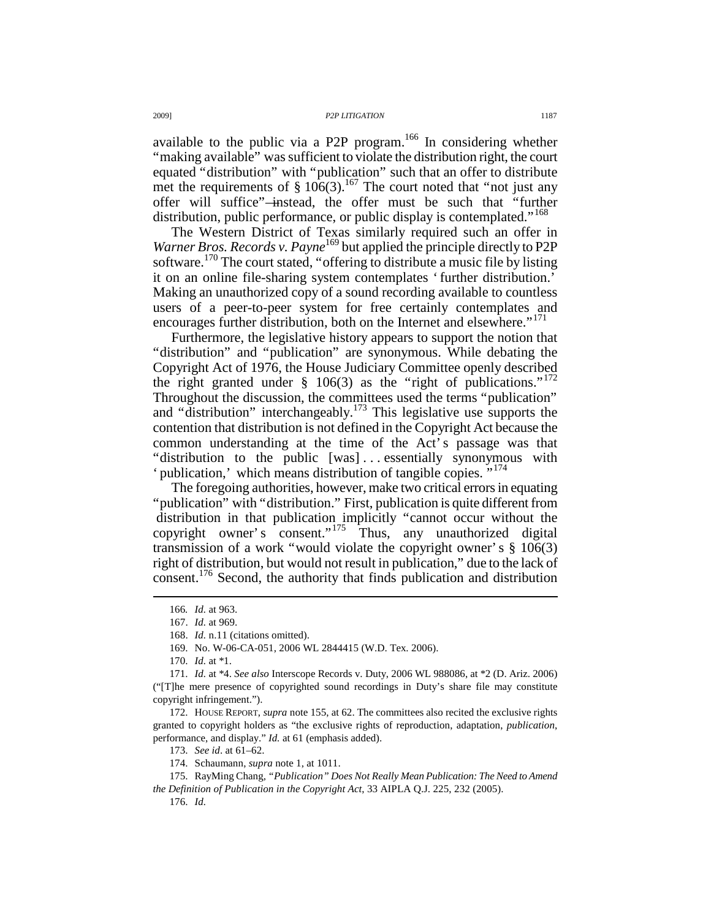available to the public via a P2P program.[166] In considering whether "making available" was sufficient to violate the distribution right, the court equated "distribution" with "publication" such that an offer to distribute met the requirements of § 106(3).[167] The court noted that "not just any offer will suffice"—instead, the offer must be such that "further distribution, public performance, or public display is contemplated."[168]

The Western District of Texas similarly required such an offer in *Warner Bros. Records v. Payne*[169] but applied the principle directly to P2P software.[170] The court stated, "offering to distribute a music file by listing it on an online file-sharing system contemplates 'further distribution.' Making an unauthorized copy of a sound recording available to countless users of a peer-to-peer system for free certainly contemplates and encourages further distribution, both on the Internet and elsewhere."[171]

Furthermore, the legislative history appears to support the notion that "distribution" and "publication" are synonymous. While debating the Copyright Act of 1976, the House Judiciary Committee openly described the right granted under § 106(3) as the "right of publications."[172] Throughout the discussion, the committees used the terms "publication" and "distribution" interchangeably.[173] This legislative use supports the contention that distribution is not defined in the Copyright Act because the common understanding at the time of the Act's passage was that "distribution to the public [was] . . . essentially synonymous with 'publication,' which means distribution of tangible copies."[174]

The foregoing authorities, however, make two critical errors in equating "publication" with "distribution." First, publication is quite different from distribution in that publication implicitly "cannot occur without the copyright owner's consent."[175] Thus, any unauthorized digital transmission of a work "would violate the copyright owner's § 106(3) right of distribution, but would not result in publication," due to the lack of consent.[176] Second, the authority that finds publication and distribution

---

166. *Id.* at 963.

167. *Id.* at 969.

168. *Id.* n.11 (citations omitted).

169. No. W-06-CA-051, 2006 WL 2844415 (W.D. Tex. 2006).

170. *Id.* at *1.

171. *Id.* at *4. *See also* Interscope Records v. Duty, 2006 WL 988086, at *2 (D. Ariz. 2006) ("[T]he mere presence of copyrighted sound recordings in Duty's share file may constitute copyright infringement.").

172. HOUSE REPORT, *supra* note 155, at 62. The committees also recited the exclusive rights granted to copyright holders as "the exclusive rights of reproduction, adaptation, *publication*, performance, and display." *Id.* at 61 (emphasis added).

173. *See id*. at 61–62.

174. Schaumann, *supra* note 1, at 1011.

175. RayMing Chang, *"Publication" Does Not Really Mean Publication: The Need to Amend the Definition of Publication in the Copyright Act*, 33 AIPLA Q.J. 225, 232 (2005).

176. *Id.*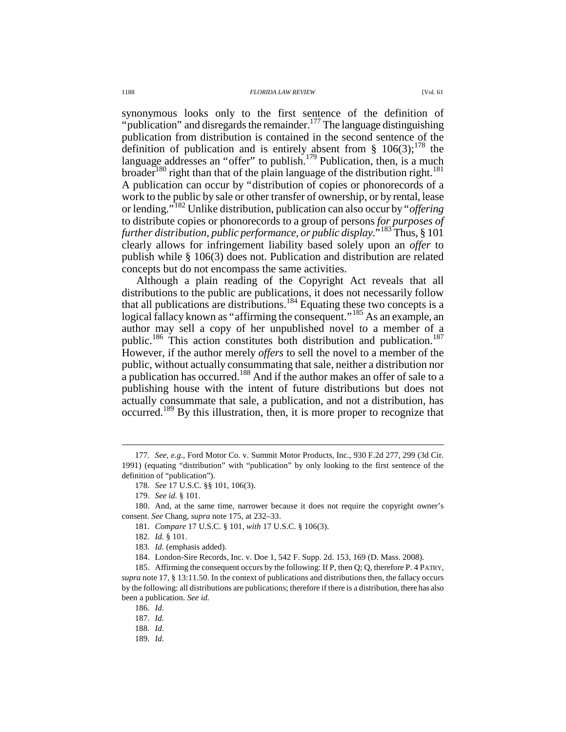synonymous looks only to the first sentence of the definition of "publication" and disregards the remainder.[177] The language distinguishing publication from distribution is contained in the second sentence of the definition of publication and is entirely absent from § 106(3);[178] the language addresses an "offer" to publish.[179] Publication, then, is a much broader[180] right than that of the plain language of the distribution right.[181] A publication can occur by "distribution of copies or phonorecords of a work to the public by sale or other transfer of ownership, or by rental, lease or lending."[182] Unlike distribution, publication can also occur by "*offering* to distribute copies or phonorecords to a group of persons *for purposes of further distribution, public performance, or public display*."[183] Thus, § 101 clearly allows for infringement liability based solely upon an *offer* to publish while § 106(3) does not. Publication and distribution are related concepts but do not encompass the same activities.

Although a plain reading of the Copyright Act reveals that all distributions to the public are publications, it does not necessarily follow that all publications are distributions.[184] Equating these two concepts is a logical fallacy known as "affirming the consequent."[185] As an example, an author may sell a copy of her unpublished novel to a member of a public.[186] This action constitutes both distribution and publication.[187] However, if the author merely *offers* to sell the novel to a member of the public, without actually consummating that sale, neither a distribution nor a publication has occurred.[188] And if the author makes an offer of sale to a publishing house with the intent of future distributions but does not actually consummate that sale, a publication, and not a distribution, has occurred.[189] By this illustration, then, it is more proper to recognize that

---

177. *See, e.g.*, Ford Motor Co. v. Summit Motor Products, Inc., 930 F.2d 277, 299 (3d Cir. 1991) (equating "distribution" with "publication" by only looking to the first sentence of the definition of "publication").

178. *See* 17 U.S.C. §§ 101, 106(3).

179. *See id.* § 101.

180. And, at the same time, narrower because it does not require the copyright owner's consent. *See* Chang, *supra* note 175, at 232–33.

181. *Compare* 17 U.S.C. § 101, *with* 17 U.S.C. § 106(3).

182. *Id.* § 101.

183. *Id.* (emphasis added).

184. London-Sire Records, Inc. v. Doe 1, 542 F. Supp. 2d. 153, 169 (D. Mass. 2008).

185. Affirming the consequent occurs by the following: If P, then Q; Q, therefore P. 4 PATRY, *supra* note 17, § 13:11.50. In the context of publications and distributions then, the fallacy occurs by the following: all distributions are publications; therefore if there is a distribution, there has also been a publication. *See id.*

186. *Id.*

187. *Id.*

188. *Id.*

189. *Id.*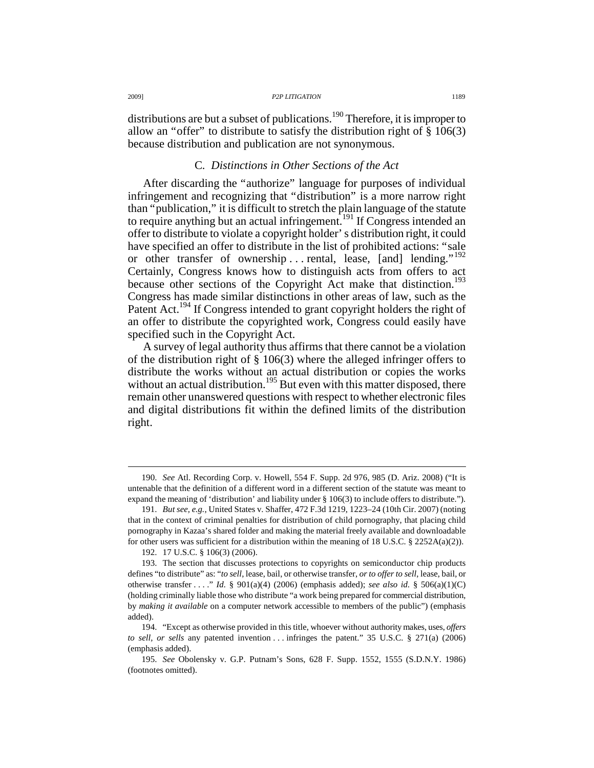distributions are but a subset of publications.[190] Therefore, it is improper to allow an "offer" to distribute to satisfy the distribution right of § 106(3) because distribution and publication are not synonymous.

### C. *Distinctions in Other Sections of the Act*

After discarding the "authorize" language for purposes of individual infringement and recognizing that "distribution" is a more narrow right than "publication," it is difficult to stretch the plain language of the statute to require anything but an actual infringement.[191] If Congress intended an offer to distribute to violate a copyright holder' s distribution right, it could have specified an offer to distribute in the list of prohibited actions: "sale or other transfer of ownership . . . rental, lease, [and] lending."[192] Certainly, Congress knows how to distinguish acts from offers to act because other sections of the Copyright Act make that distinction.[193] Congress has made similar distinctions in other areas of law, such as the Patent Act.[194] If Congress intended to grant copyright holders the right of an offer to distribute the copyrighted work, Congress could easily have specified such in the Copyright Act.

A survey of legal authority thus affirms that there cannot be a violation of the distribution right of § 106(3) where the alleged infringer offers to distribute the works without an actual distribution or copies the works without an actual distribution.[195] But even with this matter disposed, there remain other unanswered questions with respect to whether electronic files and digital distributions fit within the defined limits of the distribution right.

---

190. *See* Atl. Recording Corp. v. Howell, 554 F. Supp. 2d 976, 985 (D. Ariz. 2008) ("It is untenable that the definition of a different word in a different section of the statute was meant to expand the meaning of 'distribution' and liability under § 106(3) to include offers to distribute.").

191. *But see, e.g.*, United States v. Shaffer, 472 F.3d 1219, 1223–24 (10th Cir. 2007) (noting that in the context of criminal penalties for distribution of child pornography, that placing child pornography in Kazaa's shared folder and making the material freely available and downloadable for other users was sufficient for a distribution within the meaning of 18 U.S.C. § 2252A(a)(2)).

192. 17 U.S.C. § 106(3) (2006).

193. The section that discusses protections to copyrights on semiconductor chip products defines "to distribute" as: "*to sell*, lease, bail, or otherwise transfer, *or to offer to sell*, lease, bail, or otherwise transfer . . . ." *Id.* § 901(a)(4) (2006) (emphasis added); *see also id.* § 506(a)(1)(C) (holding criminally liable those who distribute "a work being prepared for commercial distribution, by *making it available* on a computer network accessible to members of the public") (emphasis added).

194. "Except as otherwise provided in this title, whoever without authority makes, uses, *offers to sell, or sells* any patented invention . . . infringes the patent." 35 U.S.C. § 271(a) (2006) (emphasis added).

195. *See* Obolensky v. G.P. Putnam's Sons, 628 F. Supp. 1552, 1555 (S.D.N.Y. 1986) (footnotes omitted).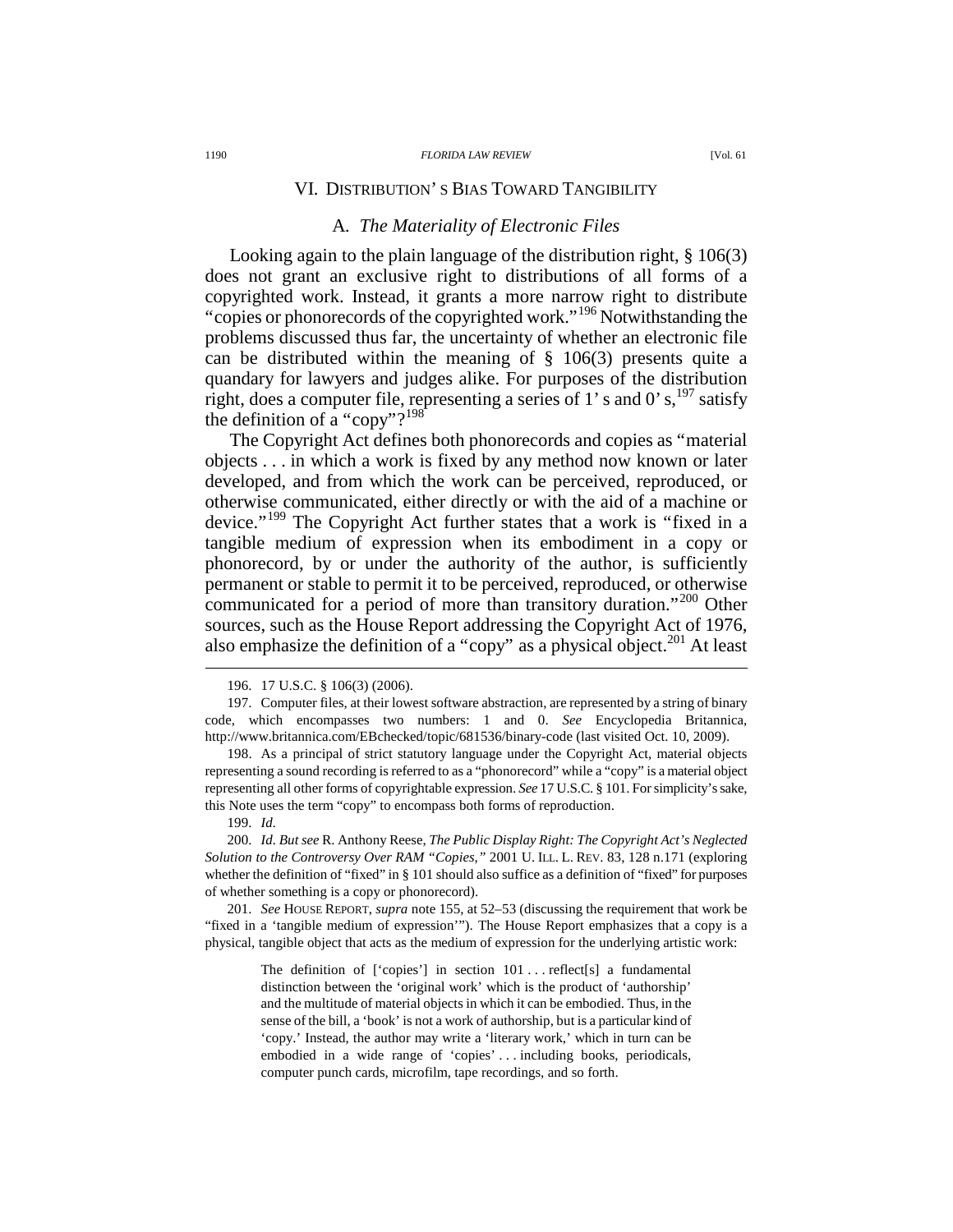## VI. DISTRIBUTION'S BIAS TOWARD TANGIBILITY

### A. *The Materiality of Electronic Files*

Looking again to the plain language of the distribution right, § 106(3) does not grant an exclusive right to distributions of all forms of a copyrighted work. Instead, it grants a more narrow right to distribute "copies or phonorecords of the copyrighted work."[196] Notwithstanding the problems discussed thus far, the uncertainty of whether an electronic file can be distributed within the meaning of § 106(3) presents quite a quandary for lawyers and judges alike. For purposes of the distribution right, does a computer file, representing a series of 1's and 0's,[197] satisfy the definition of a "copy"?[198]

The Copyright Act defines both phonorecords and copies as "material objects . . . in which a work is fixed by any method now known or later developed, and from which the work can be perceived, reproduced, or otherwise communicated, either directly or with the aid of a machine or device."[199] The Copyright Act further states that a work is "fixed in a tangible medium of expression when its embodiment in a copy or phonorecord, by or under the authority of the author, is sufficiently permanent or stable to permit it to be perceived, reproduced, or otherwise communicated for a period of more than transitory duration."[200] Other sources, such as the House Report addressing the Copyright Act of 1976, also emphasize the definition of a "copy" as a physical object.[201] At least

---

196. 17 U.S.C. § 106(3) (2006).

197. Computer files, at their lowest software abstraction, are represented by a string of binary code, which encompasses two numbers: 1 and 0. *See* Encyclopedia Britannica, http://www.britannica.com/EBchecked/topic/681536/binary-code (last visited Oct. 10, 2009).

198. As a principal of strict statutory language under the Copyright Act, material objects representing a sound recording is referred to as a "phonorecord" while a "copy" is a material object representing all other forms of copyrightable expression. *See* 17 U.S.C. § 101. For simplicity's sake, this Note uses the term "copy" to encompass both forms of reproduction.

199. *Id.*

200. *Id. But see* R. Anthony Reese, *The Public Display Right: The Copyright Act's Neglected Solution to the Controversy Over RAM "Copies,"* 2001 U. ILL. L. REV. 83, 128 n.171 (exploring whether the definition of "fixed" in § 101 should also suffice as a definition of "fixed" for purposes of whether something is a copy or phonorecord).

201. *See* HOUSE REPORT, *supra* note 155, at 52–53 (discussing the requirement that work be "fixed in a 'tangible medium of expression'"). The House Report emphasizes that a copy is a physical, tangible object that acts as the medium of expression for the underlying artistic work:

> The definition of ['copies'] in section 101 . . . reflect[s] a fundamental distinction between the 'original work' which is the product of 'authorship' and the multitude of material objects in which it can be embodied. Thus, in the sense of the bill, a 'book' is not a work of authorship, but is a particular kind of 'copy.' Instead, the author may write a 'literary work,' which in turn can be embodied in a wide range of 'copies' . . . including books, periodicals, computer punch cards, microfilm, tape recordings, and so forth.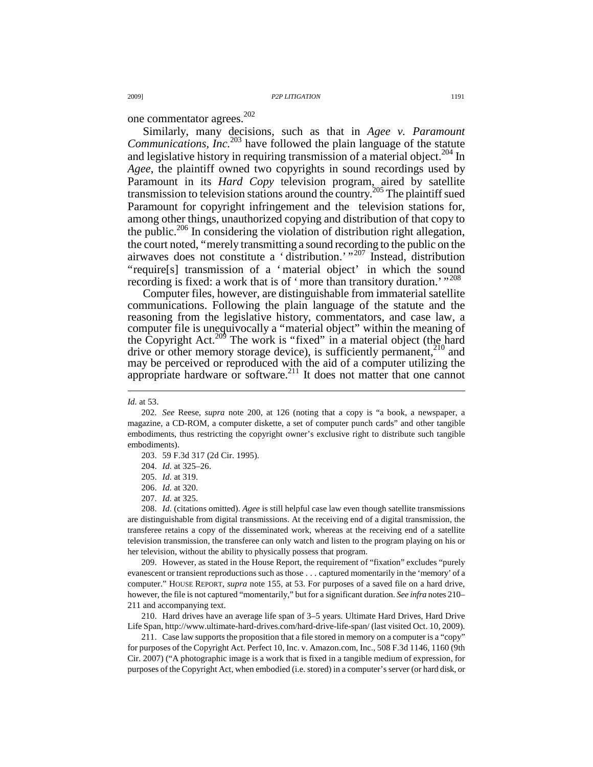one commentator agrees.[202]

Similarly, many decisions, such as that in *Agee v. Paramount Communications, Inc.*[203] have followed the plain language of the statute and legislative history in requiring transmission of a material object.[204] In *Agee*, the plaintiff owned two copyrights in sound recordings used by Paramount in its *Hard Copy* television program, aired by satellite transmission to television stations around the country.[205] The plaintiff sued Paramount for copyright infringement and the television stations for, among other things, unauthorized copying and distribution of that copy to the public.[206] In considering the violation of distribution right allegation, the court noted, "merely transmitting a sound recording to the public on the airwaves does not constitute a 'distribution.'"[207] Instead, distribution "require[s] transmission of a 'material object' in which the sound recording is fixed: a work that is of 'more than transitory duration.'"[208]

Computer files, however, are distinguishable from immaterial satellite communications. Following the plain language of the statute and the reasoning from the legislative history, commentators, and case law, a computer file is unequivocally a "material object" within the meaning of the Copyright Act.[209] The work is "fixed" in a material object (the hard drive or other memory storage device), is sufficiently permanent,[210] and may be perceived or reproduced with the aid of a computer utilizing the appropriate hardware or software.[211] It does not matter that one cannot

---

*Id.* at 53.

202. *See* Reese, *supra* note 200, at 126 (noting that a copy is "a book, a newspaper, a magazine, a CD-ROM, a computer diskette, a set of computer punch cards" and other tangible embodiments, thus restricting the copyright owner's exclusive right to distribute such tangible embodiments).

203. 59 F.3d 317 (2d Cir. 1995).

204. *Id.* at 325–26.

205. *Id.* at 319.

206. *Id.* at 320.

207. *Id.* at 325.

208. *Id.* (citations omitted). *Agee* is still helpful case law even though satellite transmissions are distinguishable from digital transmissions. At the receiving end of a digital transmission, the transferee retains a copy of the disseminated work, whereas at the receiving end of a satellite television transmission, the transferee can only watch and listen to the program playing on his or her television, without the ability to physically possess that program.

209. However, as stated in the House Report, the requirement of "fixation" excludes "purely evanescent or transient reproductions such as those . . . captured momentarily in the 'memory' of a computer." HOUSE REPORT, *supra* note 155, at 53. For purposes of a saved file on a hard drive, however, the file is not captured "momentarily," but for a significant duration. *See infra* notes 210–211 and accompanying text.

210. Hard drives have an average life span of 3–5 years. Ultimate Hard Drives, Hard Drive Life Span, http://www.ultimate-hard-drives.com/hard-drive-life-span/ (last visited Oct. 10, 2009).

211. Case law supports the proposition that a file stored in memory on a computer is a "copy" for purposes of the Copyright Act. Perfect 10, Inc. v. Amazon.com, Inc., 508 F.3d 1146, 1160 (9th Cir. 2007) ("A photographic image is a work that is fixed in a tangible medium of expression, for purposes of the Copyright Act, when embodied (i.e. stored) in a computer's server (or hard disk, or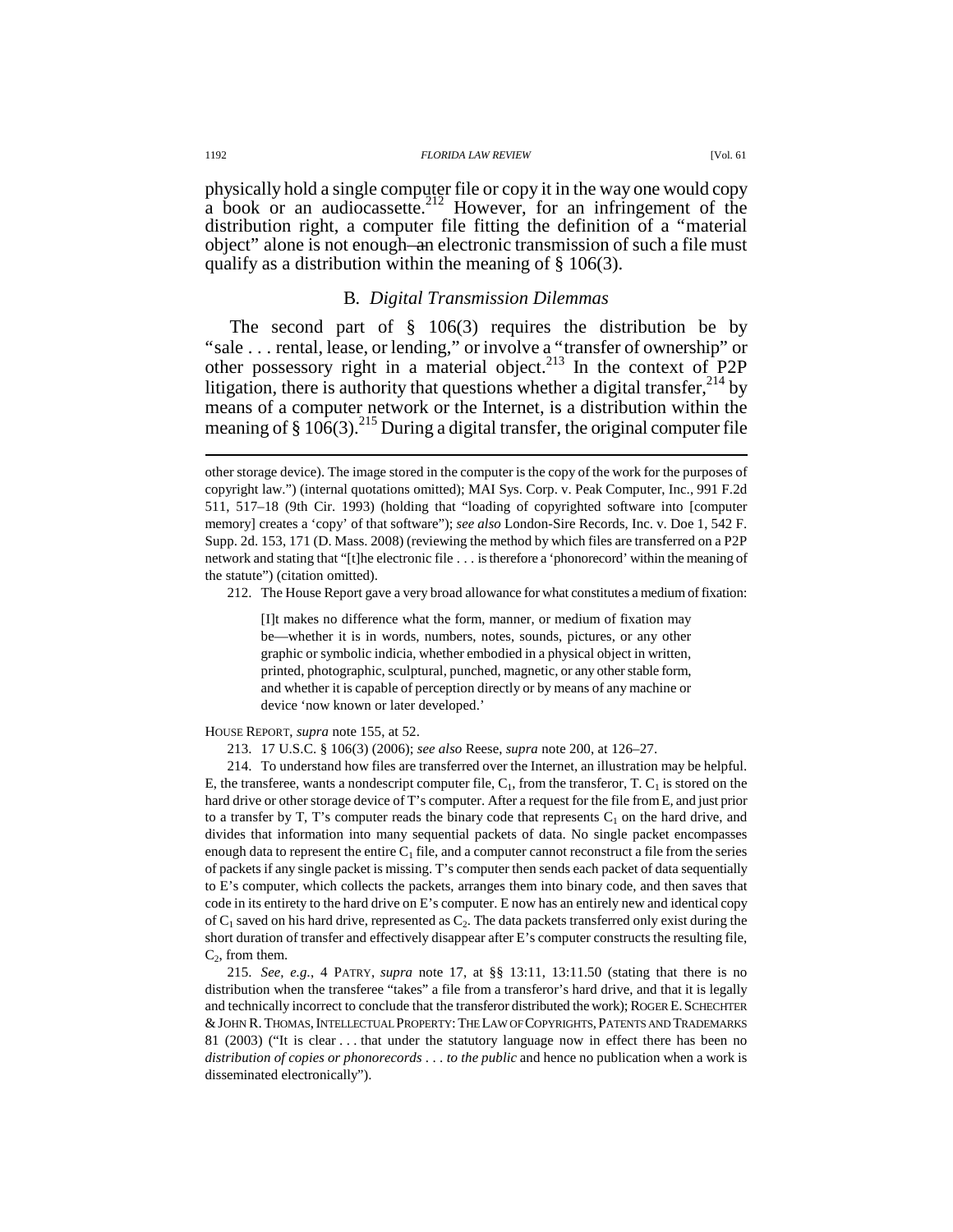physically hold a single computer file or copy it in the way one would copy a book or an audiocassette.[212] However, for an infringement of the distribution right, a computer file fitting the definition of a "material object" alone is not enough—an electronic transmission of such a file must qualify as a distribution within the meaning of § 106(3).

## B. *Digital Transmission Dilemmas*

The second part of § 106(3) requires the distribution be by "sale . . . rental, lease, or lending," or involve a "transfer of ownership" or other possessory right in a material object.[213] In the context of P2P litigation, there is authority that questions whether a digital transfer,[214] by means of a computer network or the Internet, is a distribution within the meaning of § 106(3).[215] During a digital transfer, the original computer file

---

other storage device). The image stored in the computer is the copy of the work for the purposes of copyright law.") (internal quotations omitted); MAI Sys. Corp. v. Peak Computer, Inc., 991 F.2d 511, 517–18 (9th Cir. 1993) (holding that "loading of copyrighted software into [computer memory] creates a 'copy' of that software"); *see also* London-Sire Records, Inc. v. Doe 1, 542 F. Supp. 2d. 153, 171 (D. Mass. 2008) (reviewing the method by which files are transferred on a P2P network and stating that "[t]he electronic file . . . is therefore a 'phonorecord' within the meaning of the statute") (citation omitted).

212. The House Report gave a very broad allowance for what constitutes a medium of fixation:

> [I]t makes no difference what the form, manner, or medium of fixation may be—whether it is in words, numbers, notes, sounds, pictures, or any other graphic or symbolic indicia, whether embodied in a physical object in written, printed, photographic, sculptural, punched, magnetic, or any other stable form, and whether it is capable of perception directly or by means of any machine or device 'now known or later developed.'

HOUSE REPORT, *supra* note 155, at 52.

213. 17 U.S.C. § 106(3) (2006); *see also* Reese, *supra* note 200, at 126–27.

214. To understand how files are transferred over the Internet, an illustration may be helpful. E, the transferee, wants a nondescript computer file, $C_1$, from the transferor, T. $C_1$ is stored on the hard drive or other storage device of T's computer. After a request for the file from E, and just prior to a transfer by T, T's computer reads the binary code that represents $C_1$ on the hard drive, and divides that information into many sequential packets of data. No single packet encompasses enough data to represent the entire $C_1$ file, and a computer cannot reconstruct a file from the series of packets if any single packet is missing. T's computer then sends each packet of data sequentially to E's computer, which collects the packets, arranges them into binary code, and then saves that code in its entirety to the hard drive on E's computer. E now has an entirely new and identical copy of $C_1$ saved on his hard drive, represented as $C_2$. The data packets transferred only exist during the short duration of transfer and effectively disappear after E's computer constructs the resulting file, $C_2$, from them.

215. *See, e.g.*, 4 PATRY, *supra* note 17, at §§ 13:11, 13:11.50 (stating that there is no distribution when the transferee "takes" a file from a transferor's hard drive, and that it is legally and technically incorrect to conclude that the transferor distributed the work); ROGER E. SCHECHTER & JOHN R. THOMAS, INTELLECTUAL PROPERTY: THE LAW OF COPYRIGHTS, PATENTS AND TRADEMARKS 81 (2003) ("It is clear . . . that under the statutory language now in effect there has been no *distribution of copies or phonorecords . . . to the public* and hence no publication when a work is disseminated electronically").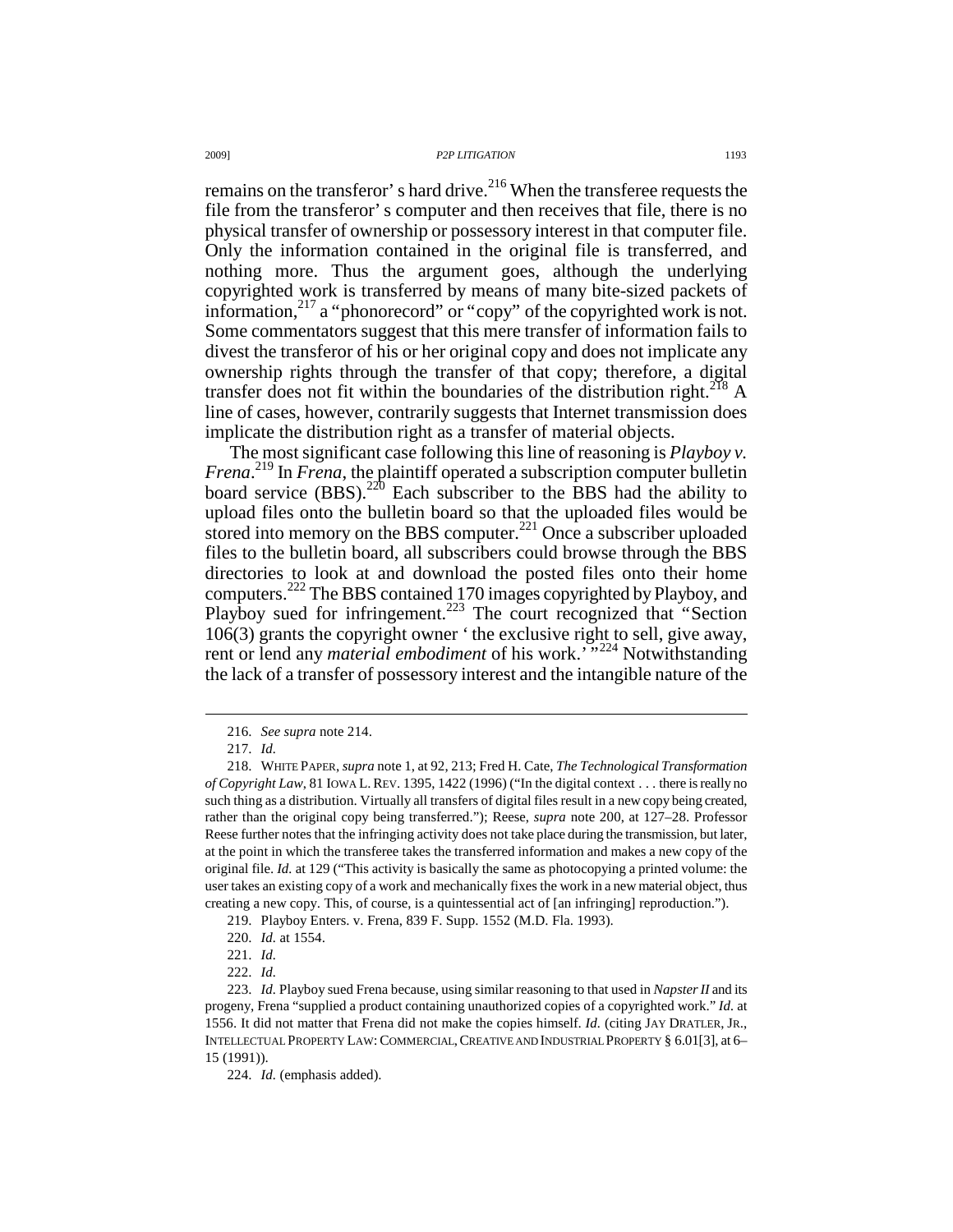remains on the transferor' s hard drive.[216] When the transferee requests the file from the transferor' s computer and then receives that file, there is no physical transfer of ownership or possessory interest in that computer file. Only the information contained in the original file is transferred, and nothing more. Thus the argument goes, although the underlying copyrighted work is transferred by means of many bite-sized packets of information,[217] a "phonorecord" or "copy" of the copyrighted work is not. Some commentators suggest that this mere transfer of information fails to divest the transferor of his or her original copy and does not implicate any ownership rights through the transfer of that copy; therefore, a digital transfer does not fit within the boundaries of the distribution right.[218] A line of cases, however, contrarily suggests that Internet transmission does implicate the distribution right as a transfer of material objects.

The most significant case following this line of reasoning is *Playboy v. Frena*.[219] In *Frena*, the plaintiff operated a subscription computer bulletin board service (BBS).[220] Each subscriber to the BBS had the ability to upload files onto the bulletin board so that the uploaded files would be stored into memory on the BBS computer.[221] Once a subscriber uploaded files to the bulletin board, all subscribers could browse through the BBS directories to look at and download the posted files onto their home computers.[222] The BBS contained 170 images copyrighted by Playboy, and Playboy sued for infringement.[223] The court recognized that "Section 106(3) grants the copyright owner ' the exclusive right to sell, give away, rent or lend any *material embodiment* of his work.' "[224] Notwithstanding the lack of a transfer of possessory interest and the intangible nature of the

---

216. *See supra* note 214.

217. *Id.*

218. WHITE PAPER, *supra* note 1, at 92, 213; Fred H. Cate, *The Technological Transformation of Copyright Law*, 81 IOWA L. REV. 1395, 1422 (1996) ("In the digital context . . . there is really no such thing as a distribution. Virtually all transfers of digital files result in a new copy being created, rather than the original copy being transferred."); Reese, *supra* note 200, at 127–28. Professor Reese further notes that the infringing activity does not take place during the transmission, but later, at the point in which the transferee takes the transferred information and makes a new copy of the original file. *Id.* at 129 ("This activity is basically the same as photocopying a printed volume: the user takes an existing copy of a work and mechanically fixes the work in a new material object, thus creating a new copy. This, of course, is a quintessential act of [an infringing] reproduction.").

219. Playboy Enters. v. Frena, 839 F. Supp. 1552 (M.D. Fla. 1993).

220. *Id.* at 1554.

221. *Id.*

222. *Id.*

223. *Id.* Playboy sued Frena because, using similar reasoning to that used in *Napster II* and its progeny, Frena "supplied a product containing unauthorized copies of a copyrighted work." *Id.* at 1556. It did not matter that Frena did not make the copies himself. *Id.* (citing JAY DRATLER, JR., INTELLECTUAL PROPERTY LAW: COMMERCIAL, CREATIVE AND INDUSTRIAL PROPERTY § 6.01[3], at 6–15 (1991)).

224. *Id.* (emphasis added).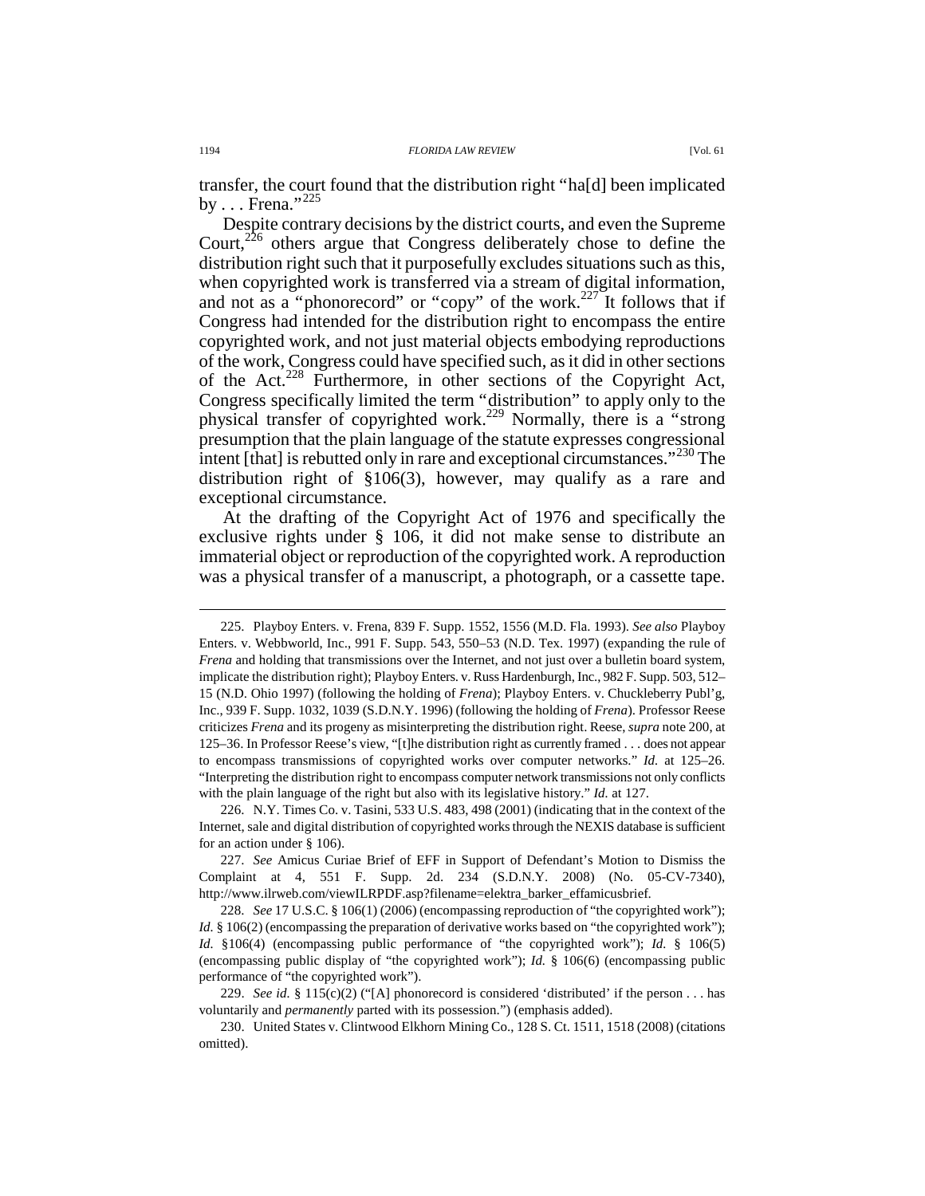transfer, the court found that the distribution right "ha[d] been implicated by . . . Frena."[225]

Despite contrary decisions by the district courts, and even the Supreme Court,[226] others argue that Congress deliberately chose to define the distribution right such that it purposefully excludes situations such as this, when copyrighted work is transferred via a stream of digital information, and not as a "phonorecord" or "copy" of the work.[227] It follows that if Congress had intended for the distribution right to encompass the entire copyrighted work, and not just material objects embodying reproductions of the work, Congress could have specified such, as it did in other sections of the Act.[228] Furthermore, in other sections of the Copyright Act, Congress specifically limited the term "distribution" to apply only to the physical transfer of copyrighted work.[229] Normally, there is a "strong presumption that the plain language of the statute expresses congressional intent [that] is rebutted only in rare and exceptional circumstances."[230] The distribution right of §106(3), however, may qualify as a rare and exceptional circumstance.

At the drafting of the Copyright Act of 1976 and specifically the exclusive rights under § 106, it did not make sense to distribute an immaterial object or reproduction of the copyrighted work. A reproduction was a physical transfer of a manuscript, a photograph, or a cassette tape.

---

225. Playboy Enters. v. Frena, 839 F. Supp. 1552, 1556 (M.D. Fla. 1993). *See also* Playboy Enters. v. Webbworld, Inc., 991 F. Supp. 543, 550–53 (N.D. Tex. 1997) (expanding the rule of *Frena* and holding that transmissions over the Internet, and not just over a bulletin board system, implicate the distribution right); Playboy Enters. v. Russ Hardenburgh, Inc., 982 F. Supp. 503, 512–15 (N.D. Ohio 1997) (following the holding of *Frena*); Playboy Enters. v. Chuckleberry Publ'g, Inc., 939 F. Supp. 1032, 1039 (S.D.N.Y. 1996) (following the holding of *Frena*). Professor Reese criticizes *Frena* and its progeny as misinterpreting the distribution right. Reese, *supra* note 200, at 125–36. In Professor Reese's view, "[t]he distribution right as currently framed . . . does not appear to encompass transmissions of copyrighted works over computer networks." *Id.* at 125–26. "Interpreting the distribution right to encompass computer network transmissions not only conflicts with the plain language of the right but also with its legislative history." *Id.* at 127.

226. N.Y. Times Co. v. Tasini, 533 U.S. 483, 498 (2001) (indicating that in the context of the Internet, sale and digital distribution of copyrighted works through the NEXIS database is sufficient for an action under § 106).

227. *See* Amicus Curiae Brief of EFF in Support of Defendant's Motion to Dismiss the Complaint at 4, 551 F. Supp. 2d. 234 (S.D.N.Y. 2008) (No. 05-CV-7340), http://www.ilrweb.com/viewILRPDF.asp?filename=elektra_barker_effamicusbrief.

228. *See* 17 U.S.C. § 106(1) (2006) (encompassing reproduction of "the copyrighted work"); *Id.* § 106(2) (encompassing the preparation of derivative works based on "the copyrighted work"); *Id.* §106(4) (encompassing public performance of "the copyrighted work"); *Id.* § 106(5) (encompassing public display of "the copyrighted work"); *Id.* § 106(6) (encompassing public performance of "the copyrighted work").

229. *See id.* § 115(c)(2) ("[A] phonorecord is considered 'distributed' if the person . . . has voluntarily and *permanently* parted with its possession.") (emphasis added).

230. United States v. Clintwood Elkhorn Mining Co., 128 S. Ct. 1511, 1518 (2008) (citations omitted).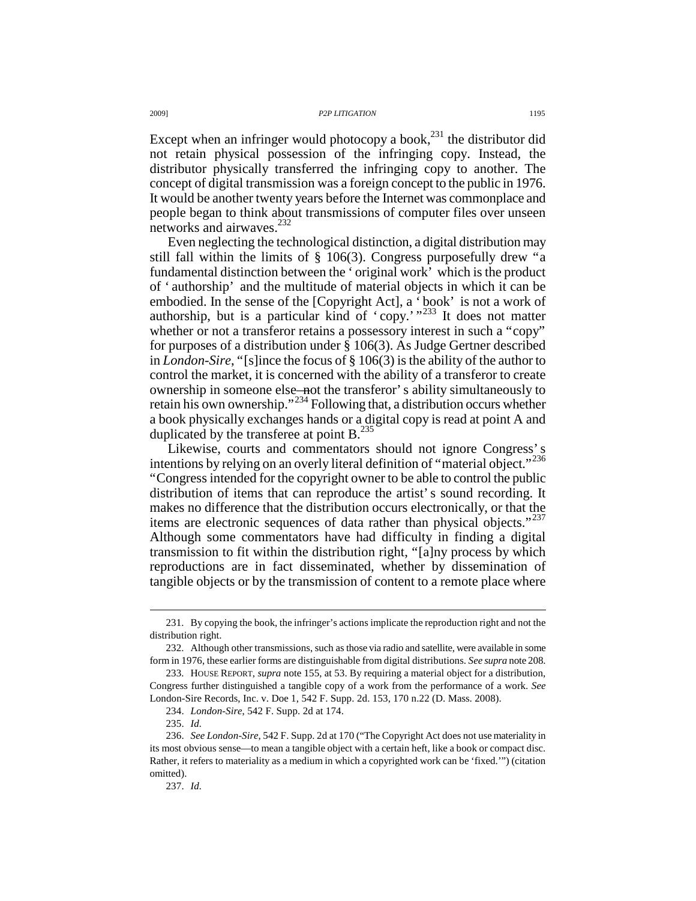Except when an infringer would photocopy a book,[231] the distributor did not retain physical possession of the infringing copy. Instead, the distributor physically transferred the infringing copy to another. The concept of digital transmission was a foreign concept to the public in 1976. It would be another twenty years before the Internet was commonplace and people began to think about transmissions of computer files over unseen networks and airwaves.[232]

Even neglecting the technological distinction, a digital distribution may still fall within the limits of § 106(3). Congress purposefully drew "a fundamental distinction between the 'original work' which is the product of 'authorship' and the multitude of material objects in which it can be embodied. In the sense of the [Copyright Act], a 'book' is not a work of authorship, but is a particular kind of 'copy.'"[233] It does not matter whether or not a transferor retains a possessory interest in such a "copy" for purposes of a distribution under § 106(3). As Judge Gertner described in *London-Sire*, "[s]ince the focus of § 106(3) is the ability of the author to control the market, it is concerned with the ability of a transferor to create ownership in someone else—not the transferor's ability simultaneously to retain his own ownership."[234] Following that, a distribution occurs whether a book physically exchanges hands or a digital copy is read at point A and duplicated by the transferee at point B.[235]

Likewise, courts and commentators should not ignore Congress's intentions by relying on an overly literal definition of "material object."[236] "Congress intended for the copyright owner to be able to control the public distribution of items that can reproduce the artist's sound recording. It makes no difference that the distribution occurs electronically, or that the items are electronic sequences of data rather than physical objects."[237] Although some commentators have had difficulty in finding a digital transmission to fit within the distribution right, "[a]ny process by which reproductions are in fact disseminated, whether by dissemination of tangible objects or by the transmission of content to a remote place where

---

231. By copying the book, the infringer's actions implicate the reproduction right and not the distribution right.

232. Although other transmissions, such as those via radio and satellite, were available in some form in 1976, these earlier forms are distinguishable from digital distributions. *See supra* note 208.

233. HOUSE REPORT, *supra* note 155, at 53. By requiring a material object for a distribution, Congress further distinguished a tangible copy of a work from the performance of a work. *See* London-Sire Records, Inc. v. Doe 1, 542 F. Supp. 2d. 153, 170 n.22 (D. Mass. 2008).

234. *London-Sire*, 542 F. Supp. 2d at 174.

235. *Id.*

236. *See London-Sire*, 542 F. Supp. 2d at 170 ("The Copyright Act does not use materiality in its most obvious sense—to mean a tangible object with a certain heft, like a book or compact disc. Rather, it refers to materiality as a medium in which a copyrighted work can be 'fixed.'") (citation omitted).

237. *Id.*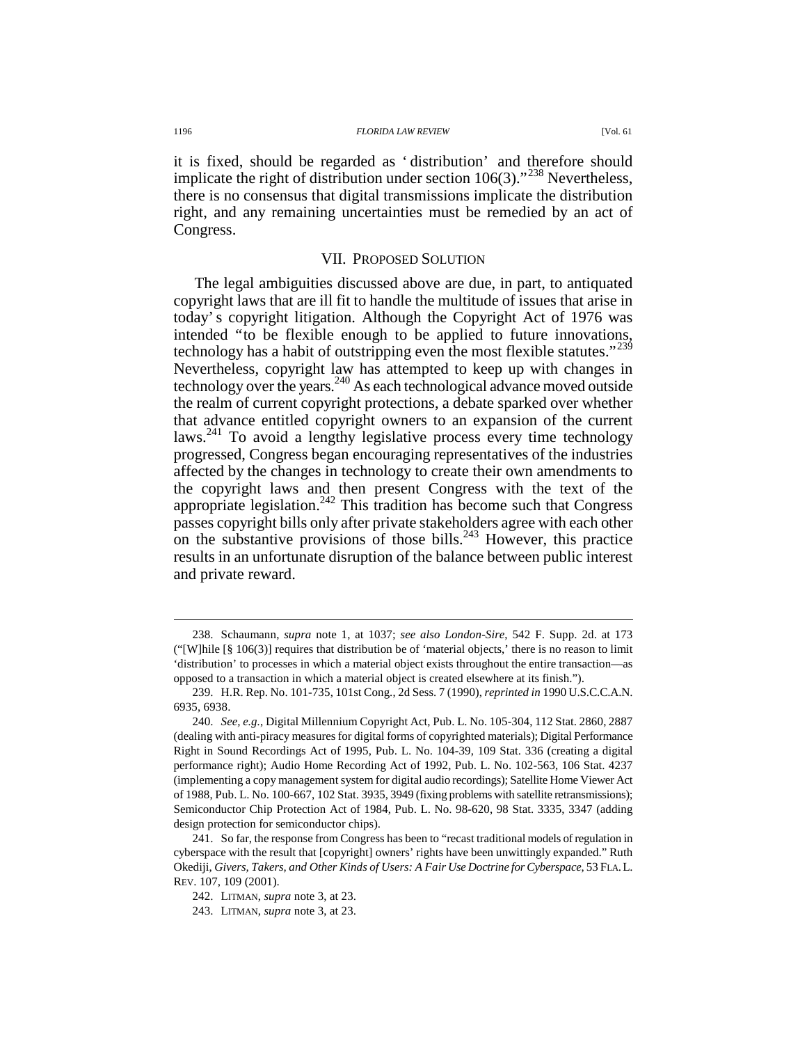it is fixed, should be regarded as 'distribution' and therefore should implicate the right of distribution under section 106(3)."[238] Nevertheless, there is no consensus that digital transmissions implicate the distribution right, and any remaining uncertainties must be remedied by an act of Congress.

## VII. PROPOSED SOLUTION

The legal ambiguities discussed above are due, in part, to antiquated copyright laws that are ill fit to handle the multitude of issues that arise in today's copyright litigation. Although the Copyright Act of 1976 was intended "to be flexible enough to be applied to future innovations, technology has a habit of outstripping even the most flexible statutes."[239] Nevertheless, copyright law has attempted to keep up with changes in technology over the years.[240] As each technological advance moved outside the realm of current copyright protections, a debate sparked over whether that advance entitled copyright owners to an expansion of the current laws.[241] To avoid a lengthy legislative process every time technology progressed, Congress began encouraging representatives of the industries affected by the changes in technology to create their own amendments to the copyright laws and then present Congress with the text of the appropriate legislation.[242] This tradition has become such that Congress passes copyright bills only after private stakeholders agree with each other on the substantive provisions of those bills.[243] However, this practice results in an unfortunate disruption of the balance between public interest and private reward.

---

238. Schaumann, *supra* note 1, at 1037; *see also London-Sire*, 542 F. Supp. 2d. at 173 ("[W]hile [§ 106(3)] requires that distribution be of 'material objects,' there is no reason to limit 'distribution' to processes in which a material object exists throughout the entire transaction—as opposed to a transaction in which a material object is created elsewhere at its finish.").

239. H.R. Rep. No. 101-735, 101st Cong., 2d Sess. 7 (1990), *reprinted in* 1990 U.S.C.C.A.N. 6935, 6938.

240. *See, e.g.*, Digital Millennium Copyright Act, Pub. L. No. 105-304, 112 Stat. 2860, 2887 (dealing with anti-piracy measures for digital forms of copyrighted materials); Digital Performance Right in Sound Recordings Act of 1995, Pub. L. No. 104-39, 109 Stat. 336 (creating a digital performance right); Audio Home Recording Act of 1992, Pub. L. No. 102-563, 106 Stat. 4237 (implementing a copy management system for digital audio recordings); Satellite Home Viewer Act of 1988, Pub. L. No. 100-667, 102 Stat. 3935, 3949 (fixing problems with satellite retransmissions); Semiconductor Chip Protection Act of 1984, Pub. L. No. 98-620, 98 Stat. 3335, 3347 (adding design protection for semiconductor chips).

241. So far, the response from Congress has been to "recast traditional models of regulation in cyberspace with the result that [copyright] owners' rights have been unwittingly expanded." Ruth Okediji, *Givers, Takers, and Other Kinds of Users: A Fair Use Doctrine for Cyberspace*, 53 FLA. L. REV. 107, 109 (2001).

242. LITMAN, *supra* note 3, at 23.

243. LITMAN, *supra* note 3, at 23.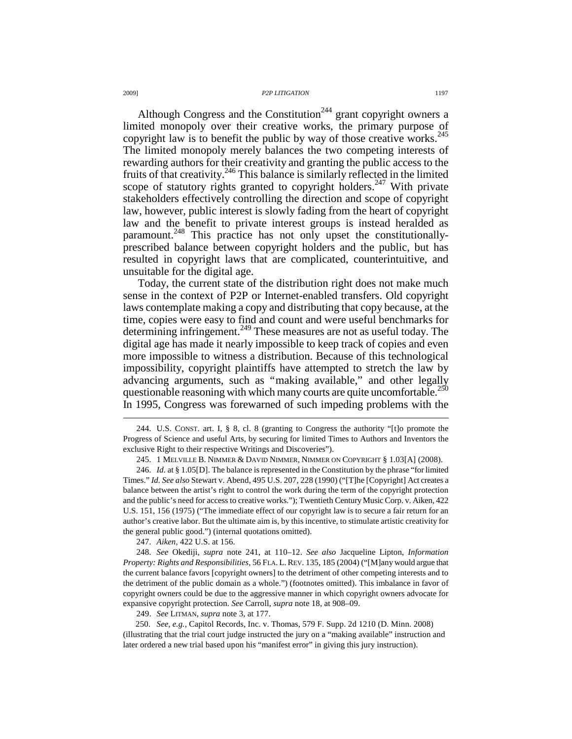Although Congress and the Constitution[244] grant copyright owners a limited monopoly over their creative works, the primary purpose of copyright law is to benefit the public by way of those creative works.[245] The limited monopoly merely balances the two competing interests of rewarding authors for their creativity and granting the public access to the fruits of that creativity.[246] This balance is similarly reflected in the limited scope of statutory rights granted to copyright holders.[247] With private stakeholders effectively controlling the direction and scope of copyright law, however, public interest is slowly fading from the heart of copyright law and the benefit to private interest groups is instead heralded as paramount.[248] This practice has not only upset the constitutionally-prescribed balance between copyright holders and the public, but has resulted in copyright laws that are complicated, counterintuitive, and unsuitable for the digital age.

Today, the current state of the distribution right does not make much sense in the context of P2P or Internet-enabled transfers. Old copyright laws contemplate making a copy and distributing that copy because, at the time, copies were easy to find and count and were useful benchmarks for determining infringement.[249] These measures are not as useful today. The digital age has made it nearly impossible to keep track of copies and even more impossible to witness a distribution. Because of this technological impossibility, copyright plaintiffs have attempted to stretch the law by advancing arguments, such as "making available," and other legally questionable reasoning with which many courts are quite uncomfortable.[250] In 1995, Congress was forewarned of such impeding problems with the

---

244. U.S. CONST. art. I, § 8, cl. 8 (granting to Congress the authority "[t]o promote the Progress of Science and useful Arts, by securing for limited Times to Authors and Inventors the exclusive Right to their respective Writings and Discoveries").

245. 1 MELVILLE B. NIMMER & DAVID NIMMER, NIMMER ON COPYRIGHT § 1.03[A] (2008).

246. *Id.* at § 1.05[D]. The balance is represented in the Constitution by the phrase "for limited Times." *Id. See also* Stewart v. Abend, 495 U.S. 207, 228 (1990) ("[T]he [Copyright] Act creates a balance between the artist's right to control the work during the term of the copyright protection and the public's need for access to creative works."); Twentieth Century Music Corp. v. Aiken, 422 U.S. 151, 156 (1975) ("The immediate effect of our copyright law is to secure a fair return for an author's creative labor. But the ultimate aim is, by this incentive, to stimulate artistic creativity for the general public good.") (internal quotations omitted).

247. *Aiken*, 422 U.S. at 156.

248. *See* Okediji, *supra* note 241, at 110–12. *See also* Jacqueline Lipton, *Information Property: Rights and Responsibilities*, 56 FLA. L. REV. 135, 185 (2004) ("[M]any would argue that the current balance favors [copyright owners] to the detriment of other competing interests and to the detriment of the public domain as a whole.") (footnotes omitted). This imbalance in favor of copyright owners could be due to the aggressive manner in which copyright owners advocate for expansive copyright protection. *See* Carroll, *supra* note 18, at 908–09.

249. *See* LITMAN, *supra* note 3, at 177.

250. *See, e.g.*, Capitol Records, Inc. v. Thomas, 579 F. Supp. 2d 1210 (D. Minn. 2008) (illustrating that the trial court judge instructed the jury on a "making available" instruction and later ordered a new trial based upon his "manifest error" in giving this jury instruction).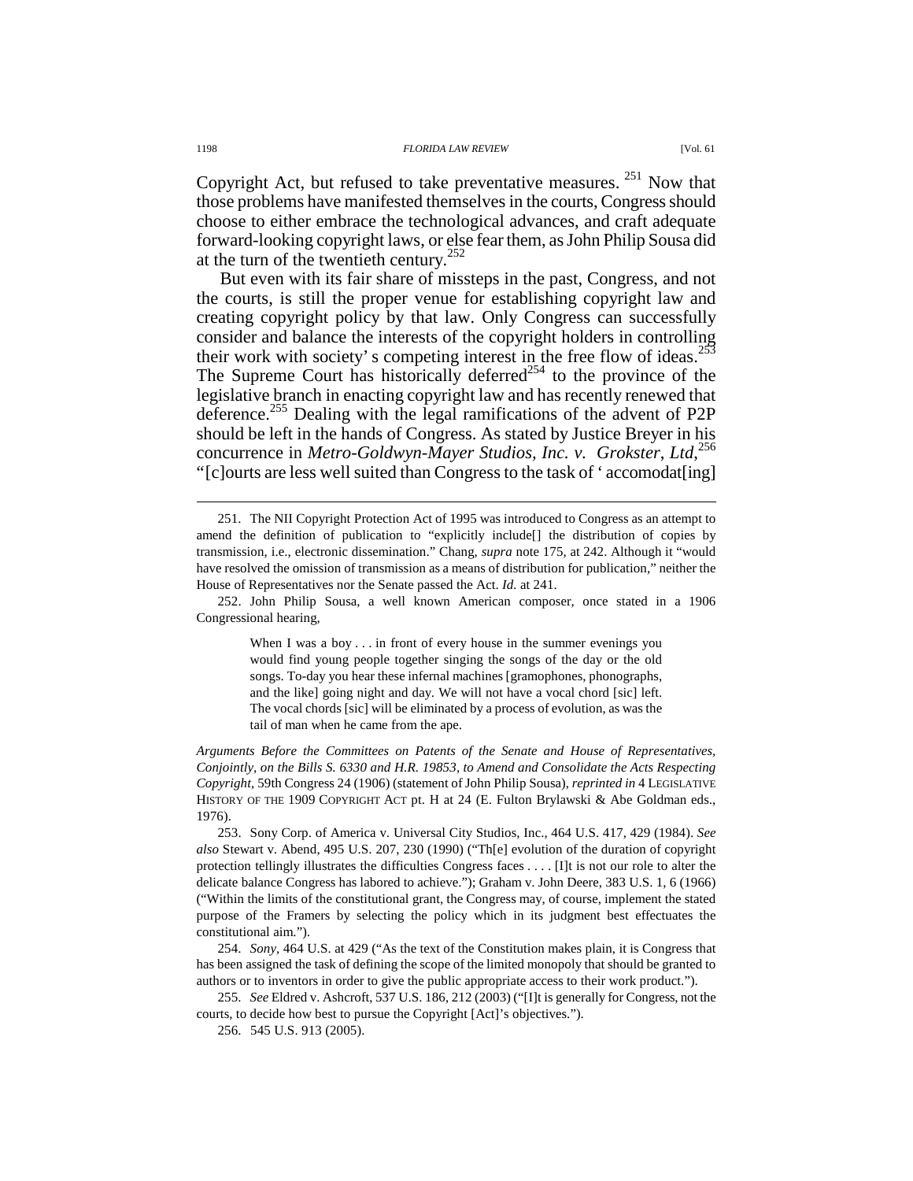Copyright Act, but refused to take preventative measures.[251] Now that those problems have manifested themselves in the courts, Congress should choose to either embrace the technological advances, and craft adequate forward-looking copyright laws, or else fear them, as John Philip Sousa did at the turn of the twentieth century.[252]

But even with its fair share of missteps in the past, Congress, and not the courts, is still the proper venue for establishing copyright law and creating copyright policy by that law. Only Congress can successfully consider and balance the interests of the copyright holders in controlling their work with society's competing interest in the free flow of ideas.[253] The Supreme Court has historically deferred[254] to the province of the legislative branch in enacting copyright law and has recently renewed that deference.[255] Dealing with the legal ramifications of the advent of P2P should be left in the hands of Congress. As stated by Justice Breyer in his concurrence in *Metro-Goldwyn-Mayer Studios, Inc. v. Grokster, Ltd*,[256] "[c]ourts are less well suited than Congress to the task of 'accomodat[ing]

---

251. The NII Copyright Protection Act of 1995 was introduced to Congress as an attempt to amend the definition of publication to "explicitly include[] the distribution of copies by transmission, i.e., electronic dissemination." Chang, *supra* note 175, at 242. Although it "would have resolved the omission of transmission as a means of distribution for publication," neither the House of Representatives nor the Senate passed the Act. *Id.* at 241.

252. John Philip Sousa, a well known American composer, once stated in a 1906 Congressional hearing,

> When I was a boy . . . in front of every house in the summer evenings you would find young people together singing the songs of the day or the old songs. To-day you hear these infernal machines [gramophones, phonographs, and the like] going night and day. We will not have a vocal chord [sic] left. The vocal chords [sic] will be eliminated by a process of evolution, as was the tail of man when he came from the ape.

*Arguments Before the Committees on Patents of the Senate and House of Representatives, Conjointly, on the Bills S. 6330 and H.R. 19853, to Amend and Consolidate the Acts Respecting Copyright*, 59th Congress 24 (1906) (statement of John Philip Sousa), *reprinted in* 4 LEGISLATIVE HISTORY OF THE 1909 COPYRIGHT ACT pt. H at 24 (E. Fulton Brylawski & Abe Goldman eds., 1976).

253. Sony Corp. of America v. Universal City Studios, Inc., 464 U.S. 417, 429 (1984). *See also* Stewart v. Abend, 495 U.S. 207, 230 (1990) ("Th[e] evolution of the duration of copyright protection tellingly illustrates the difficulties Congress faces . . . . [I]t is not our role to alter the delicate balance Congress has labored to achieve."); Graham v. John Deere, 383 U.S. 1, 6 (1966) ("Within the limits of the constitutional grant, the Congress may, of course, implement the stated purpose of the Framers by selecting the policy which in its judgment best effectuates the constitutional aim.").

254. *Sony*, 464 U.S. at 429 ("As the text of the Constitution makes plain, it is Congress that has been assigned the task of defining the scope of the limited monopoly that should be granted to authors or to inventors in order to give the public appropriate access to their work product.").

255. *See* Eldred v. Ashcroft, 537 U.S. 186, 212 (2003) ("[I]t is generally for Congress, not the courts, to decide how best to pursue the Copyright [Act]'s objectives.").

256. 545 U.S. 913 (2005).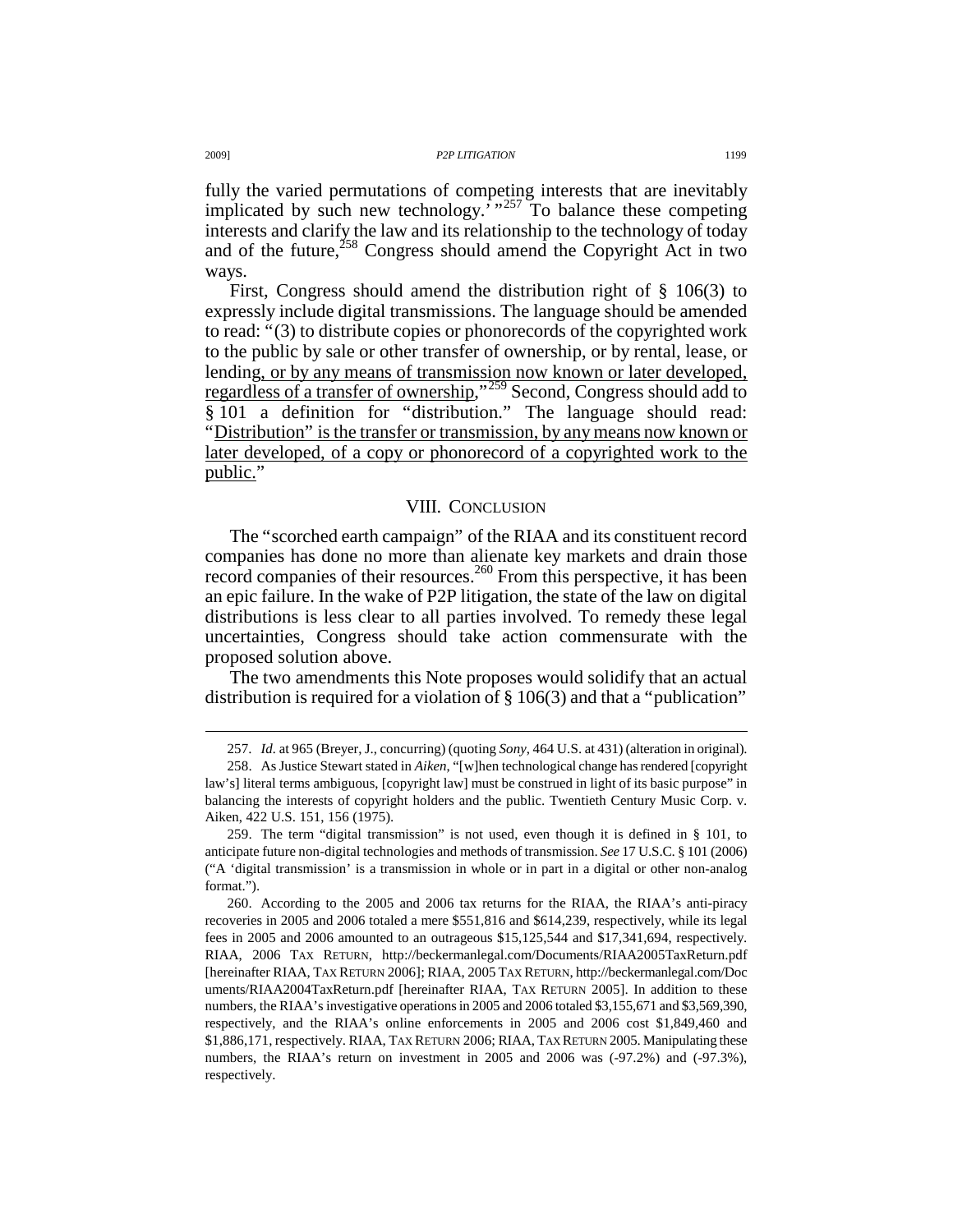fully the varied permutations of competing interests that are inevitably implicated by such new technology.' "[257] To balance these competing interests and clarify the law and its relationship to the technology of today and of the future,[258] Congress should amend the Copyright Act in two ways.

First, Congress should amend the distribution right of § 106(3) to expressly include digital transmissions. The language should be amended to read: "(3) to distribute copies or phonorecords of the copyrighted work to the public by sale or other transfer of ownership, or by rental, lease, or lending, <u>or by any means of transmission now known or later developed, regardless of a transfer of ownership</u>,"[259] Second, Congress should add to § 101 a definition for "distribution." The language should read: "<u>Distribution" is the transfer or transmission, by any means now known or later developed, of a copy or phonorecord of a copyrighted work to the public.</u>"

## VIII. CONCLUSION

The "scorched earth campaign" of the RIAA and its constituent record companies has done no more than alienate key markets and drain those record companies of their resources.[260] From this perspective, it has been an epic failure. In the wake of P2P litigation, the state of the law on digital distributions is less clear to all parties involved. To remedy these legal uncertainties, Congress should take action commensurate with the proposed solution above.

The two amendments this Note proposes would solidify that an actual distribution is required for a violation of § 106(3) and that a "publication"

---

257. *Id.* at 965 (Breyer, J., concurring) (quoting *Sony*, 464 U.S. at 431) (alteration in original).

258. As Justice Stewart stated in *Aiken*, "[w]hen technological change has rendered [copyright law's] literal terms ambiguous, [copyright law] must be construed in light of its basic purpose" in balancing the interests of copyright holders and the public. Twentieth Century Music Corp. v. Aiken, 422 U.S. 151, 156 (1975).

259. The term "digital transmission" is not used, even though it is defined in § 101, to anticipate future non-digital technologies and methods of transmission. *See* 17 U.S.C. § 101 (2006) ("A 'digital transmission' is a transmission in whole or in part in a digital or other non-analog format.").

260. According to the 2005 and 2006 tax returns for the RIAA, the RIAA's anti-piracy recoveries in 2005 and 2006 totaled a mere $551,816 and $614,239, respectively, while its legal fees in 2005 and 2006 amounted to an outrageous $15,125,544 and $17,341,694, respectively. RIAA, 2006 TAX RETURN, http://beckermanlegal.com/Documents/RIAA2005TaxReturn.pdf [hereinafter RIAA, TAX RETURN 2006]; RIAA, 2005 TAX RETURN, http://beckermanlegal.com/Documents/RIAA2004TaxReturn.pdf [hereinafter RIAA, TAX RETURN 2005]. In addition to these numbers, the RIAA's investigative operations in 2005 and 2006 totaled $3,155,671 and $3,569,390, respectively, and the RIAA's online enforcements in 2005 and 2006 cost $1,849,460 and $1,886,171, respectively. RIAA, TAX RETURN 2006; RIAA, TAX RETURN 2005. Manipulating these numbers, the RIAA's return on investment in 2005 and 2006 was (-97.2%) and (-97.3%), respectively.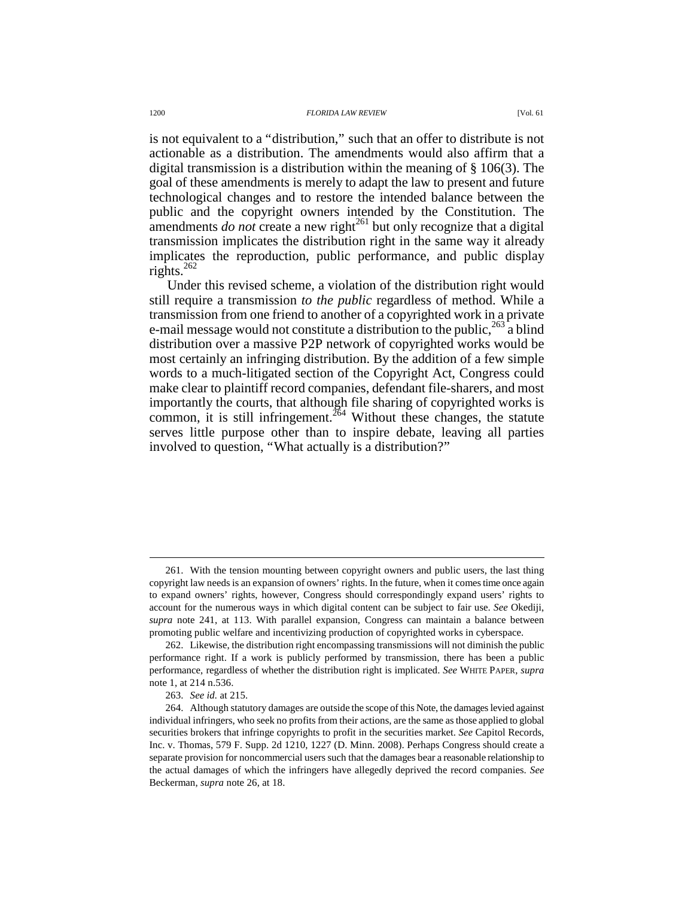is not equivalent to a "distribution," such that an offer to distribute is not actionable as a distribution. The amendments would also affirm that a digital transmission is a distribution within the meaning of § 106(3). The goal of these amendments is merely to adapt the law to present and future technological changes and to restore the intended balance between the public and the copyright owners intended by the Constitution. The amendments *do not* create a new right[261] but only recognize that a digital transmission implicates the distribution right in the same way it already implicates the reproduction, public performance, and public display rights.[262]

Under this revised scheme, a violation of the distribution right would still require a transmission *to the public* regardless of method. While a transmission from one friend to another of a copyrighted work in a private e-mail message would not constitute a distribution to the public,[263] a blind distribution over a massive P2P network of copyrighted works would be most certainly an infringing distribution. By the addition of a few simple words to a much-litigated section of the Copyright Act, Congress could make clear to plaintiff record companies, defendant file-sharers, and most importantly the courts, that although file sharing of copyrighted works is common, it is still infringement.[264] Without these changes, the statute serves little purpose other than to inspire debate, leaving all parties involved to question, "What actually is a distribution?"

---

261. With the tension mounting between copyright owners and public users, the last thing copyright law needs is an expansion of owners' rights. In the future, when it comes time once again to expand owners' rights, however, Congress should correspondingly expand users' rights to account for the numerous ways in which digital content can be subject to fair use. *See* Okediji, *supra* note 241, at 113. With parallel expansion, Congress can maintain a balance between promoting public welfare and incentivizing production of copyrighted works in cyberspace.

262. Likewise, the distribution right encompassing transmissions will not diminish the public performance right. If a work is publicly performed by transmission, there has been a public performance, regardless of whether the distribution right is implicated. *See* WHITE PAPER, *supra* note 1, at 214 n.536.

263. *See id.* at 215.

264. Although statutory damages are outside the scope of this Note, the damages levied against individual infringers, who seek no profits from their actions, are the same as those applied to global securities brokers that infringe copyrights to profit in the securities market. *See* Capitol Records, Inc. v. Thomas, 579 F. Supp. 2d 1210, 1227 (D. Minn. 2008). Perhaps Congress should create a separate provision for noncommercial users such that the damages bear a reasonable relationship to the actual damages of which the infringers have allegedly deprived the record companies. *See* Beckerman, *supra* note 26, at 18.